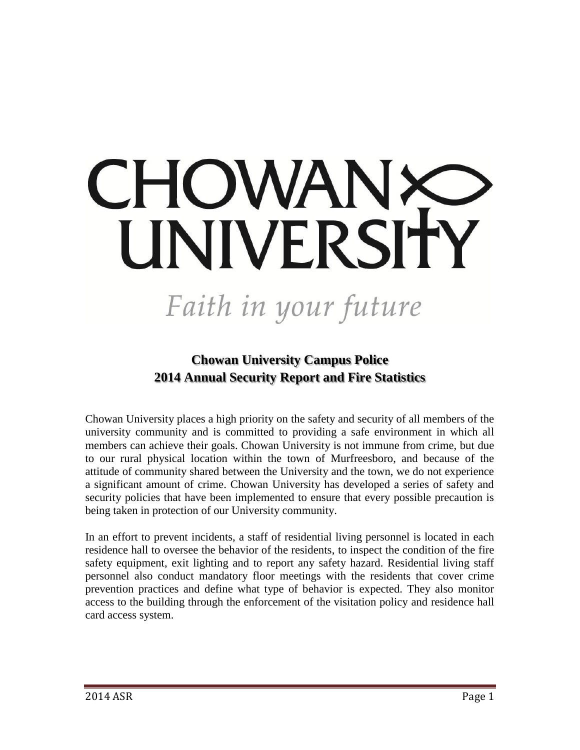# CHOWAN UNIVERSITY

*Faith in your future*

## Chowan University Campus Police
## 2014 Annual Security Report and Fire Statistics

Chowan University places a high priority on the safety and security of all members of the university community and is committed to providing a safe environment in which all members can achieve their goals. Chowan University is not immune from crime, but due to our rural physical location within the town of Murfreesboro, and because of the attitude of community shared between the University and the town, we do not experience a significant amount of crime. Chowan University has developed a series of safety and security policies that have been implemented to ensure that every possible precaution is being taken in protection of our University community.

In an effort to prevent incidents, a staff of residential living personnel is located in each residence hall to oversee the behavior of the residents, to inspect the condition of the fire safety equipment, exit lighting and to report any safety hazard. Residential living staff personnel also conduct mandatory floor meetings with the residents that cover crime prevention practices and define what type of behavior is expected. They also monitor access to the building through the enforcement of the visitation policy and residence hall card access system.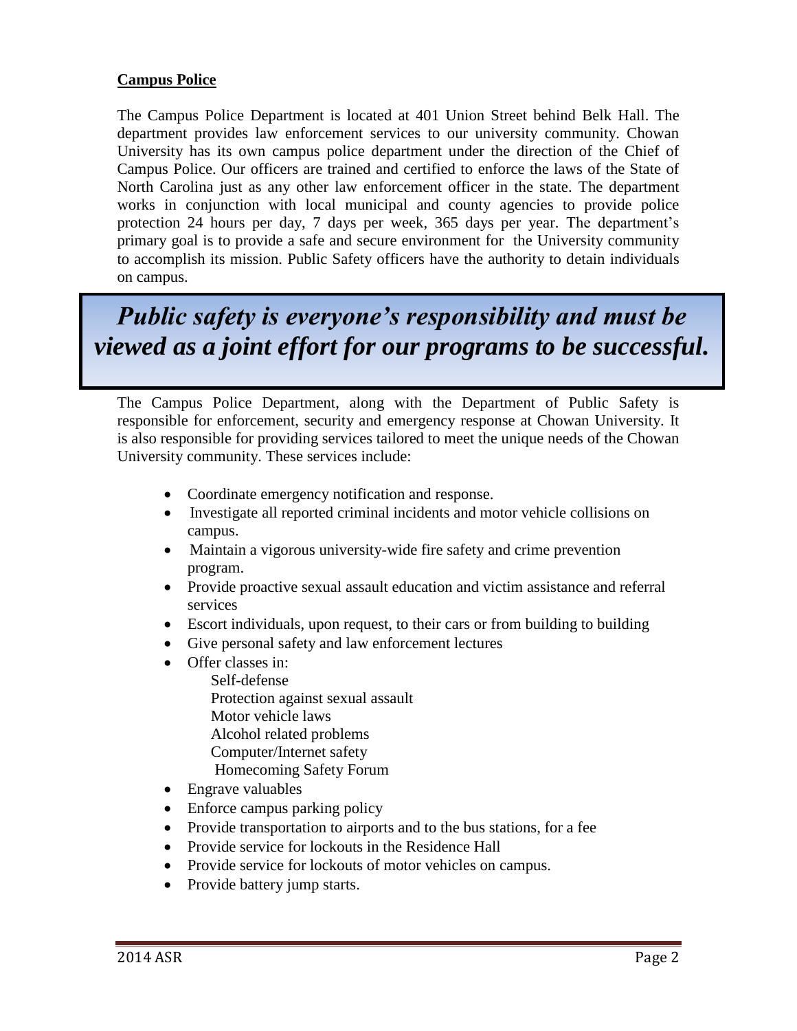## Campus Police

The Campus Police Department is located at 401 Union Street behind Belk Hall. The department provides law enforcement services to our university community. Chowan University has its own campus police department under the direction of the Chief of Campus Police. Our officers are trained and certified to enforce the laws of the State of North Carolina just as any other law enforcement officer in the state. The department works in conjunction with local municipal and county agencies to provide police protection 24 hours per day, 7 days per week, 365 days per year. The department's primary goal is to provide a safe and secure environment for the University community to accomplish its mission. Public Safety officers have the authority to detain individuals on campus.

> ***Public safety is everyone's responsibility and must be viewed as a joint effort for our programs to be successful.***

The Campus Police Department, along with the Department of Public Safety is responsible for enforcement, security and emergency response at Chowan University. It is also responsible for providing services tailored to meet the unique needs of the Chowan University community. These services include:

- Coordinate emergency notification and response.
- Investigate all reported criminal incidents and motor vehicle collisions on campus.
- Maintain a vigorous university-wide fire safety and crime prevention program.
- Provide proactive sexual assault education and victim assistance and referral services
- Escort individuals, upon request, to their cars or from building to building
- Give personal safety and law enforcement lectures
- Offer classes in:
  - Self-defense
  - Protection against sexual assault
  - Motor vehicle laws
  - Alcohol related problems
  - Computer/Internet safety
  - Homecoming Safety Forum
- Engrave valuables
- Enforce campus parking policy
- Provide transportation to airports and to the bus stations, for a fee
- Provide service for lockouts in the Residence Hall
- Provide service for lockouts of motor vehicles on campus.
- Provide battery jump starts.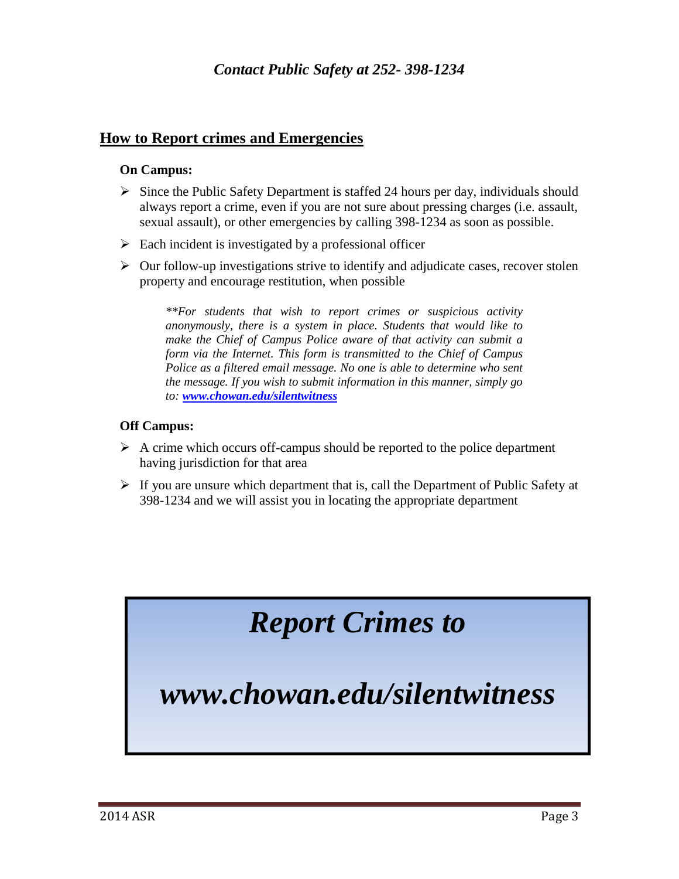*Contact Public Safety at 252- 398-1234*

## How to Report crimes and Emergencies

**On Campus:**

- Since the Public Safety Department is staffed 24 hours per day, individuals should always report a crime, even if you are not sure about pressing charges (i.e. assault, sexual assault), or other emergencies by calling 398-1234 as soon as possible.
- Each incident is investigated by a professional officer
- Our follow-up investigations strive to identify and adjudicate cases, recover stolen property and encourage restitution, when possible

*\*\*For students that wish to report crimes or suspicious activity anonymously, there is a system in place. Students that would like to make the Chief of Campus Police aware of that activity can submit a form via the Internet. This form is transmitted to the Chief of Campus Police as a filtered email message. No one is able to determine who sent the message. If you wish to submit information in this manner, simply go to: **www.chowan.edu/silentwitness***

**Off Campus:**

- A crime which occurs off-campus should be reported to the police department having jurisdiction for that area
- If you are unsure which department that is, call the Department of Public Safety at 398-1234 and we will assist you in locating the appropriate department

***Report Crimes to***

***www.chowan.edu/silentwitness***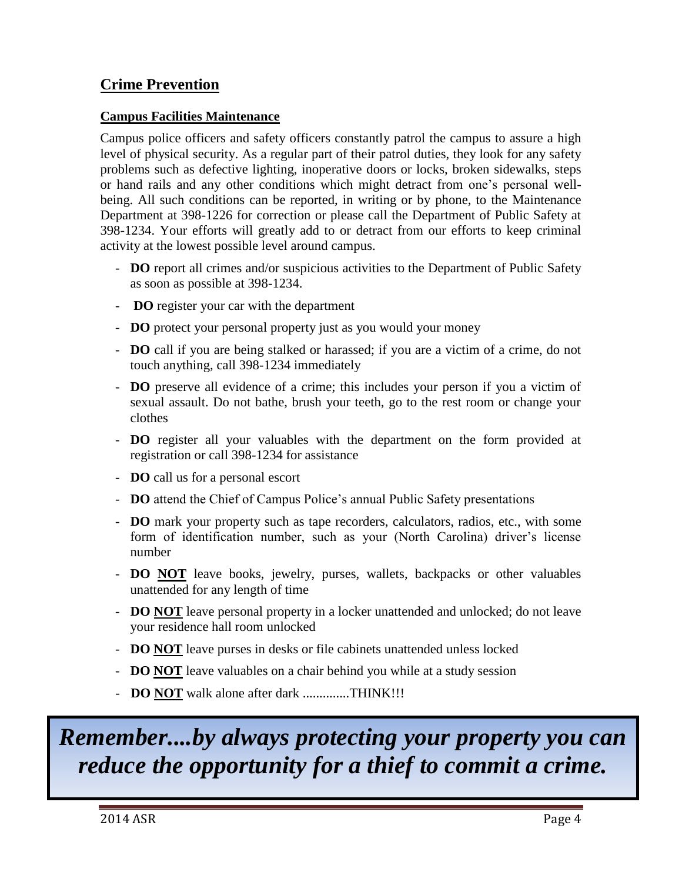## Crime Prevention

### Campus Facilities Maintenance

Campus police officers and safety officers constantly patrol the campus to assure a high level of physical security. As a regular part of their patrol duties, they look for any safety problems such as defective lighting, inoperative doors or locks, broken sidewalks, steps or hand rails and any other conditions which might detract from one's personal well-being. All such conditions can be reported, in writing or by phone, to the Maintenance Department at 398-1226 for correction or please call the Department of Public Safety at 398-1234. Your efforts will greatly add to or detract from our efforts to keep criminal activity at the lowest possible level around campus.

- **DO** report all crimes and/or suspicious activities to the Department of Public Safety as soon as possible at 398-1234.
- **DO** register your car with the department
- **DO** protect your personal property just as you would your money
- **DO** call if you are being stalked or harassed; if you are a victim of a crime, do not touch anything, call 398-1234 immediately
- **DO** preserve all evidence of a crime; this includes your person if you a victim of sexual assault. Do not bathe, brush your teeth, go to the rest room or change your clothes
- **DO** register all your valuables with the department on the form provided at registration or call 398-1234 for assistance
- **DO** call us for a personal escort
- **DO** attend the Chief of Campus Police's annual Public Safety presentations
- **DO** mark your property such as tape recorders, calculators, radios, etc., with some form of identification number, such as your (North Carolina) driver's license number
- **DO NOT** leave books, jewelry, purses, wallets, backpacks or other valuables unattended for any length of time
- **DO NOT** leave personal property in a locker unattended and unlocked; do not leave your residence hall room unlocked
- **DO NOT** leave purses in desks or file cabinets unattended unless locked
- **DO NOT** leave valuables on a chair behind you while at a study session
- **DO NOT** walk alone after dark ..............THINK!!!

***Remember....by always protecting your property you can reduce the opportunity for a thief to commit a crime.***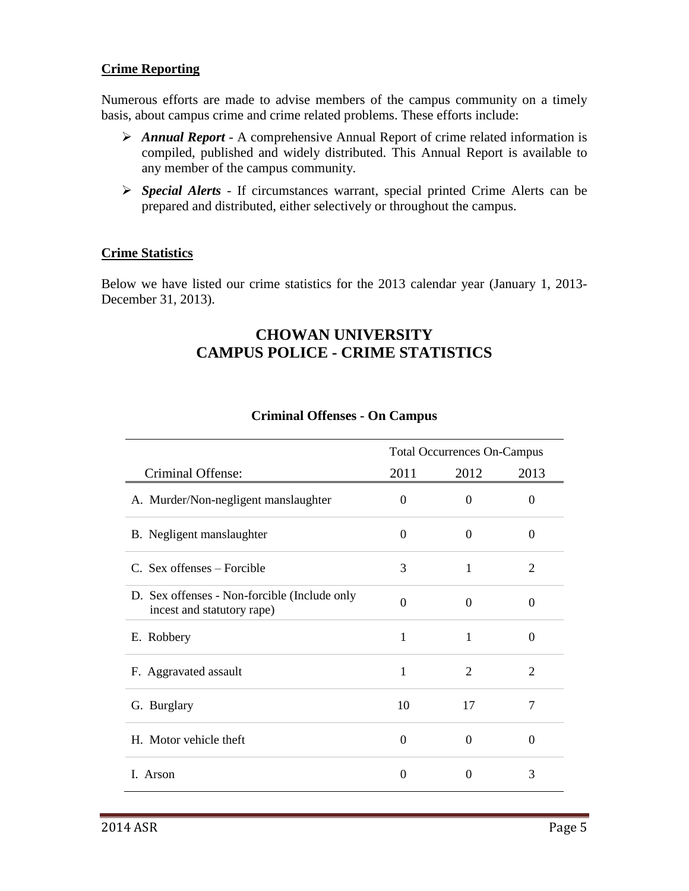**Crime Reporting**

Numerous efforts are made to advise members of the campus community on a timely basis, about campus crime and crime related problems. These efforts include:

- ***Annual Report*** - A comprehensive Annual Report of crime related information is compiled, published and widely distributed. This Annual Report is available to any member of the campus community.
- ***Special Alerts*** - If circumstances warrant, special printed Crime Alerts can be prepared and distributed, either selectively or throughout the campus.

**Crime Statistics**

Below we have listed our crime statistics for the 2013 calendar year (January 1, 2013-December 31, 2013).

## CHOWAN UNIVERSITY
## CAMPUS POLICE - CRIME STATISTICS

### Criminal Offenses - On Campus

| | Total Occurrences On-Campus | | |
|---|---|---|---|
| Criminal Offense: | 2011 | 2012 | 2013 |
| A. Murder/Non-negligent manslaughter | 0 | 0 | 0 |
| B. Negligent manslaughter | 0 | 0 | 0 |
| C. Sex offenses – Forcible | 3 | 1 | 2 |
| D. Sex offenses - Non-forcible (Include only incest and statutory rape) | 0 | 0 | 0 |
| E. Robbery | 1 | 1 | 0 |
| F. Aggravated assault | 1 | 2 | 2 |
| G. Burglary | 10 | 17 | 7 |
| H. Motor vehicle theft | 0 | 0 | 0 |
| I. Arson | 0 | 0 | 3 |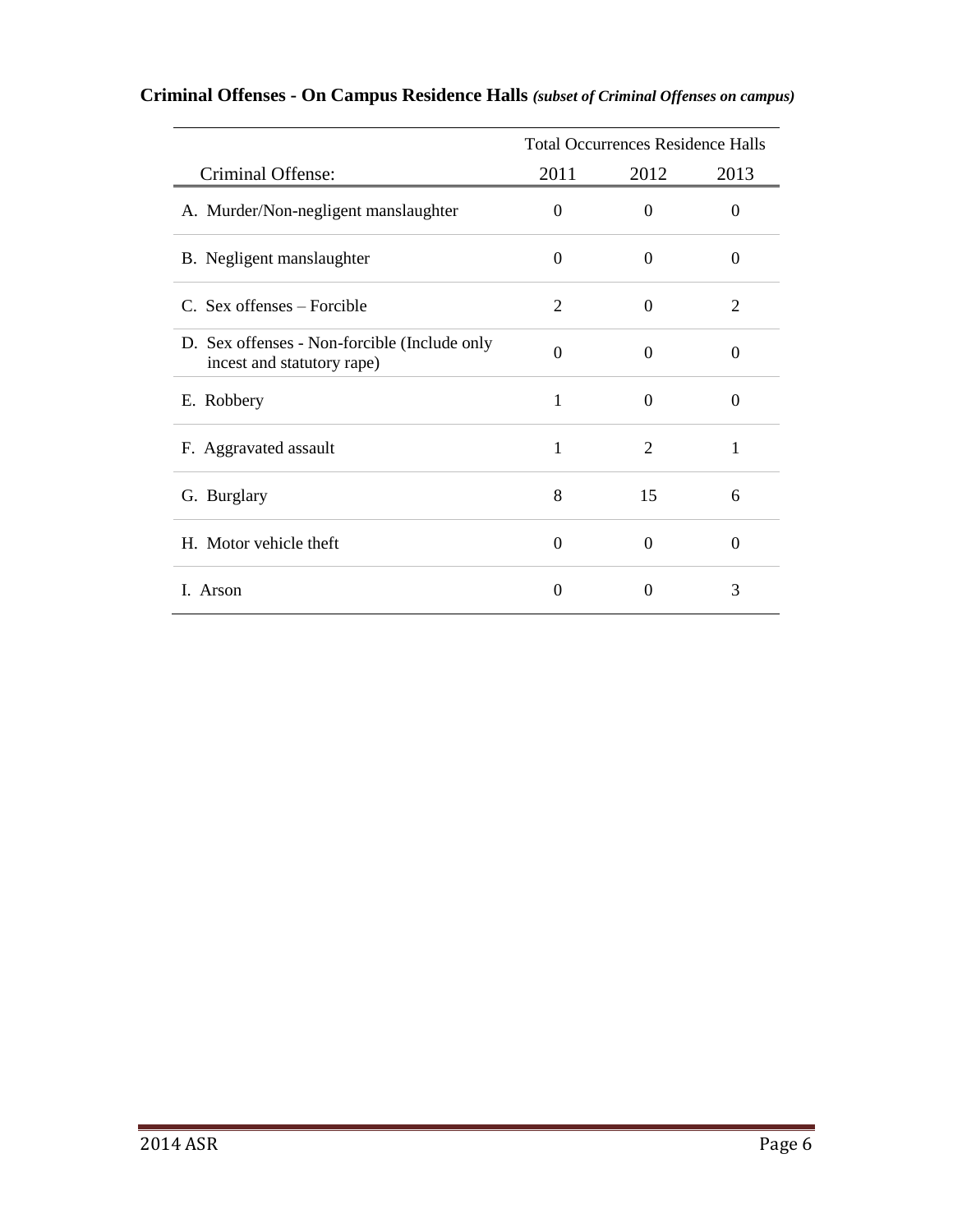**Criminal Offenses - On Campus Residence Halls** ***(subset of Criminal Offenses on campus)***

| | Total Occurrences Residence Halls | | |
|---|---|---|---|
| Criminal Offense: | 2011 | 2012 | 2013 |
| A. Murder/Non-negligent manslaughter | 0 | 0 | 0 |
| B. Negligent manslaughter | 0 | 0 | 0 |
| C. Sex offenses – Forcible | 2 | 0 | 2 |
| D. Sex offenses - Non-forcible (Include only incest and statutory rape) | 0 | 0 | 0 |
| E. Robbery | 1 | 0 | 0 |
| F. Aggravated assault | 1 | 2 | 1 |
| G. Burglary | 8 | 15 | 6 |
| H. Motor vehicle theft | 0 | 0 | 0 |
| I. Arson | 0 | 0 | 3 |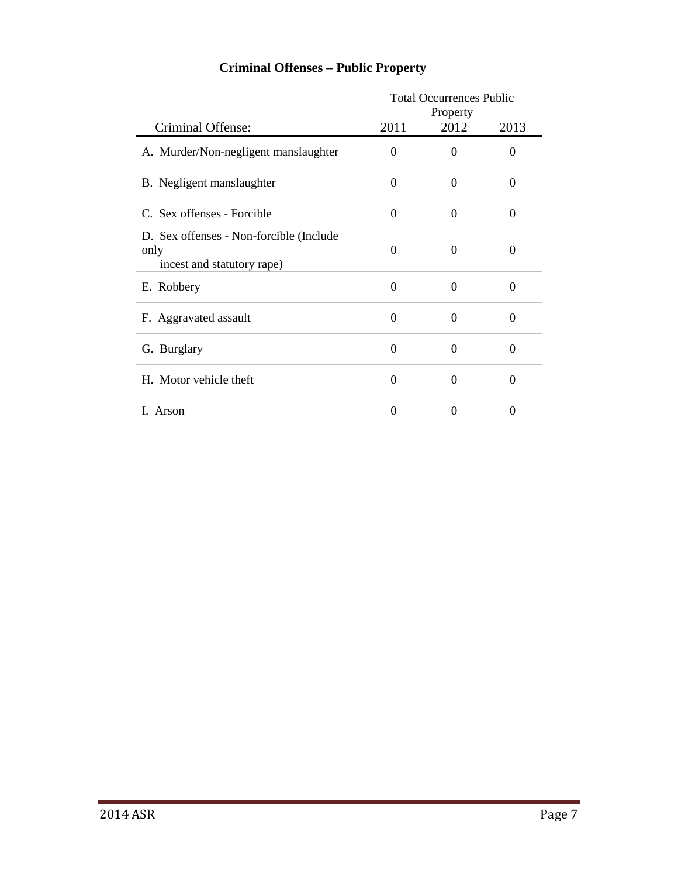## Criminal Offenses – Public Property

| | Total Occurrences Public Property | | |
|---|---|---|---|
| Criminal Offense: | 2011 | 2012 | 2013 |
| A. Murder/Non-negligent manslaughter | 0 | 0 | 0 |
| B. Negligent manslaughter | 0 | 0 | 0 |
| C. Sex offenses - Forcible | 0 | 0 | 0 |
| D. Sex offenses - Non-forcible (Include only incest and statutory rape) | 0 | 0 | 0 |
| E. Robbery | 0 | 0 | 0 |
| F. Aggravated assault | 0 | 0 | 0 |
| G. Burglary | 0 | 0 | 0 |
| H. Motor vehicle theft | 0 | 0 | 0 |
| I. Arson | 0 | 0 | 0 |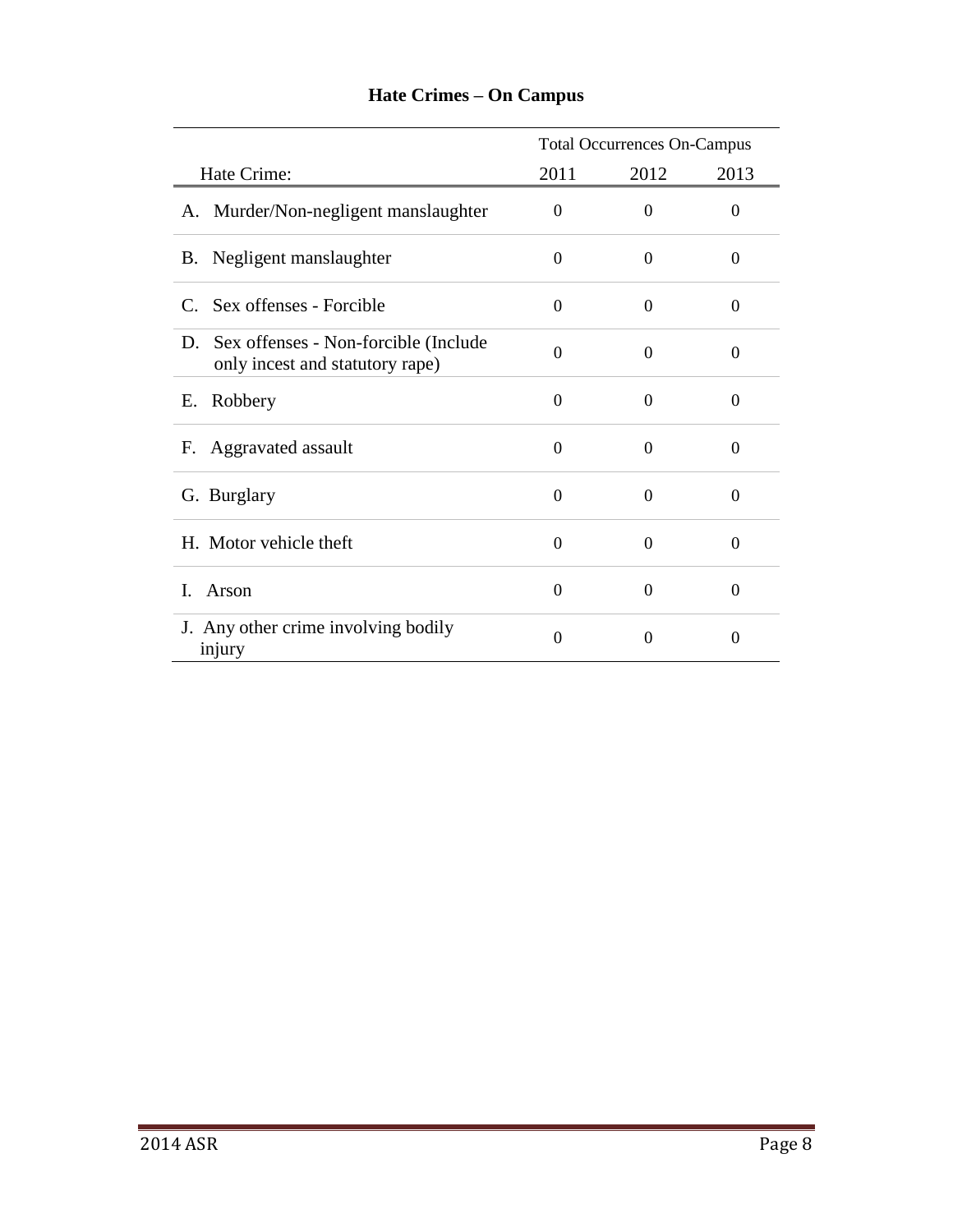# Hate Crimes – On Campus

| Hate Crime: | Total Occurrences On-Campus 2011 | 2012 | 2013 |
|---|---|---|---|
| A. Murder/Non-negligent manslaughter | 0 | 0 | 0 |
| B. Negligent manslaughter | 0 | 0 | 0 |
| C. Sex offenses - Forcible | 0 | 0 | 0 |
| D. Sex offenses - Non-forcible (Include only incest and statutory rape) | 0 | 0 | 0 |
| E. Robbery | 0 | 0 | 0 |
| F. Aggravated assault | 0 | 0 | 0 |
| G. Burglary | 0 | 0 | 0 |
| H. Motor vehicle theft | 0 | 0 | 0 |
| I. Arson | 0 | 0 | 0 |
| J. Any other crime involving bodily injury | 0 | 0 | 0 |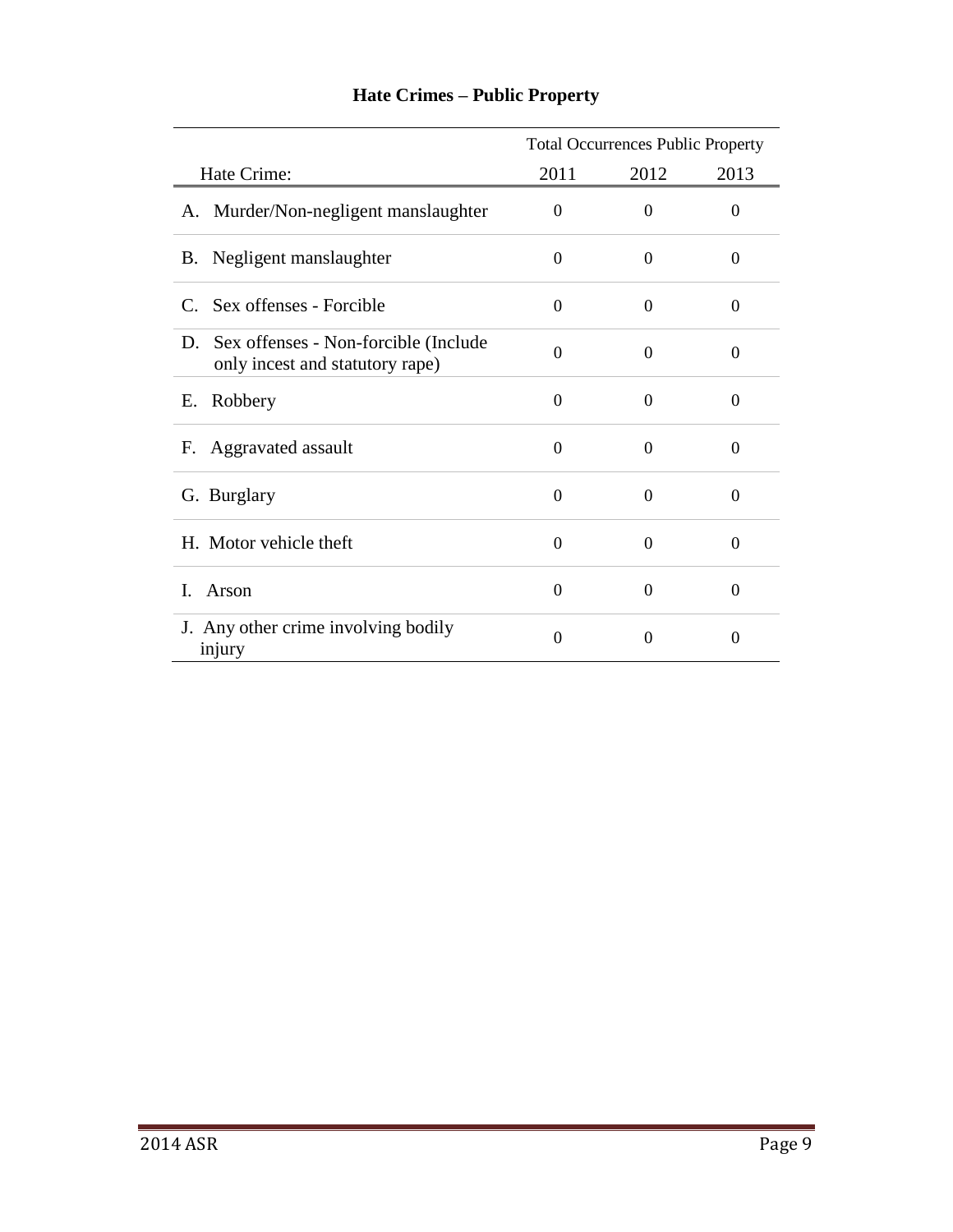## Hate Crimes – Public Property

| | Total Occurrences Public Property | | |
|---|---|---|---|
| Hate Crime: | 2011 | 2012 | 2013 |
| A. Murder/Non-negligent manslaughter | 0 | 0 | 0 |
| B. Negligent manslaughter | 0 | 0 | 0 |
| C. Sex offenses - Forcible | 0 | 0 | 0 |
| D. Sex offenses - Non-forcible (Include only incest and statutory rape) | 0 | 0 | 0 |
| E. Robbery | 0 | 0 | 0 |
| F. Aggravated assault | 0 | 0 | 0 |
| G. Burglary | 0 | 0 | 0 |
| H. Motor vehicle theft | 0 | 0 | 0 |
| I. Arson | 0 | 0 | 0 |
| J. Any other crime involving bodily injury | 0 | 0 | 0 |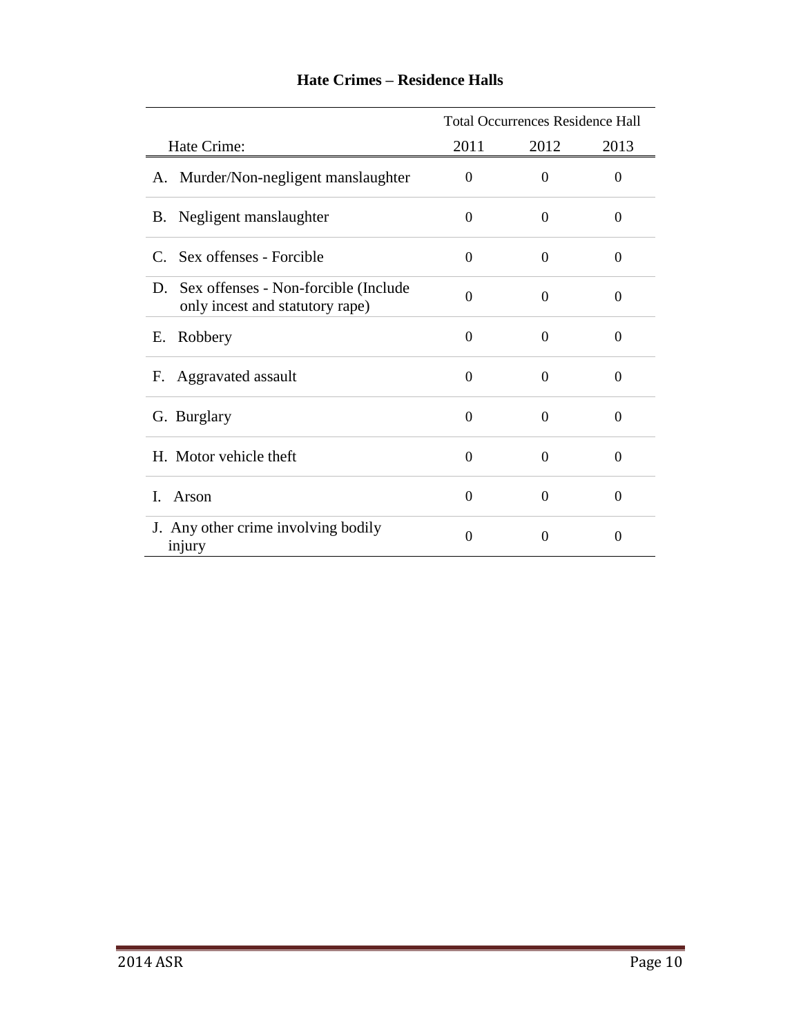### Hate Crimes – Residence Halls

| | Total Occurrences Residence Hall | | |
|---|---|---|---|
| Hate Crime: | 2011 | 2012 | 2013 |
| A. Murder/Non-negligent manslaughter | 0 | 0 | 0 |
| B. Negligent manslaughter | 0 | 0 | 0 |
| C. Sex offenses - Forcible | 0 | 0 | 0 |
| D. Sex offenses - Non-forcible (Include only incest and statutory rape) | 0 | 0 | 0 |
| E. Robbery | 0 | 0 | 0 |
| F. Aggravated assault | 0 | 0 | 0 |
| G. Burglary | 0 | 0 | 0 |
| H. Motor vehicle theft | 0 | 0 | 0 |
| I. Arson | 0 | 0 | 0 |
| J. Any other crime involving bodily injury | 0 | 0 | 0 |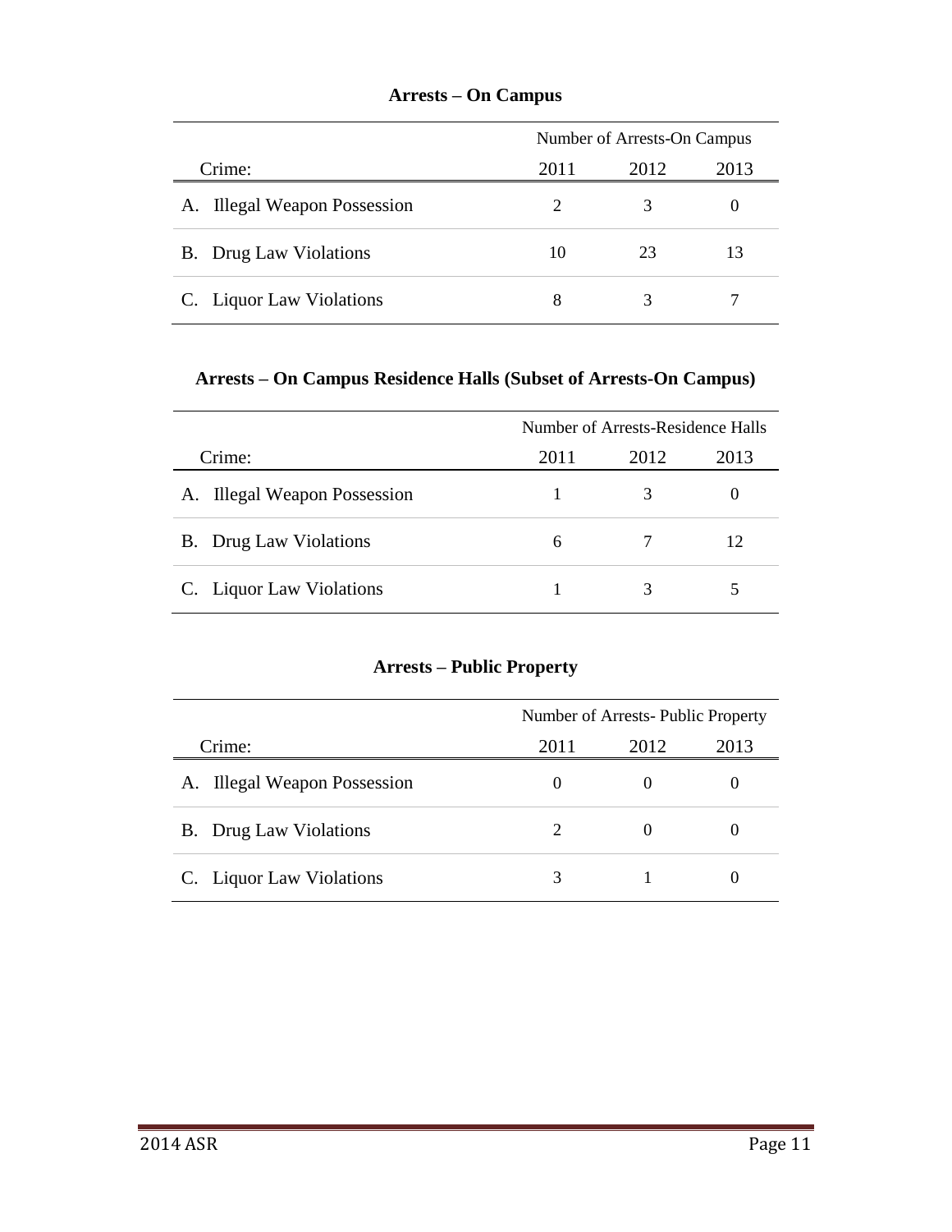## Arrests – On Campus

| Crime: | Number of Arrests-On Campus | | |
|---|---|---|---|
| | 2011 | 2012 | 2013 |
| A. Illegal Weapon Possession | 2 | 3 | 0 |
| B. Drug Law Violations | 10 | 23 | 13 |
| C. Liquor Law Violations | 8 | 3 | 7 |

## Arrests – On Campus Residence Halls (Subset of Arrests-On Campus)

| Crime: | Number of Arrests-Residence Halls | | |
|---|---|---|---|
| | 2011 | 2012 | 2013 |
| A. Illegal Weapon Possession | 1 | 3 | 0 |
| B. Drug Law Violations | 6 | 7 | 12 |
| C. Liquor Law Violations | 1 | 3 | 5 |

## Arrests – Public Property

| Crime: | Number of Arrests- Public Property | | |
|---|---|---|---|
| | 2011 | 2012 | 2013 |
| A. Illegal Weapon Possession | 0 | 0 | 0 |
| B. Drug Law Violations | 2 | 0 | 0 |
| C. Liquor Law Violations | 3 | 1 | 0 |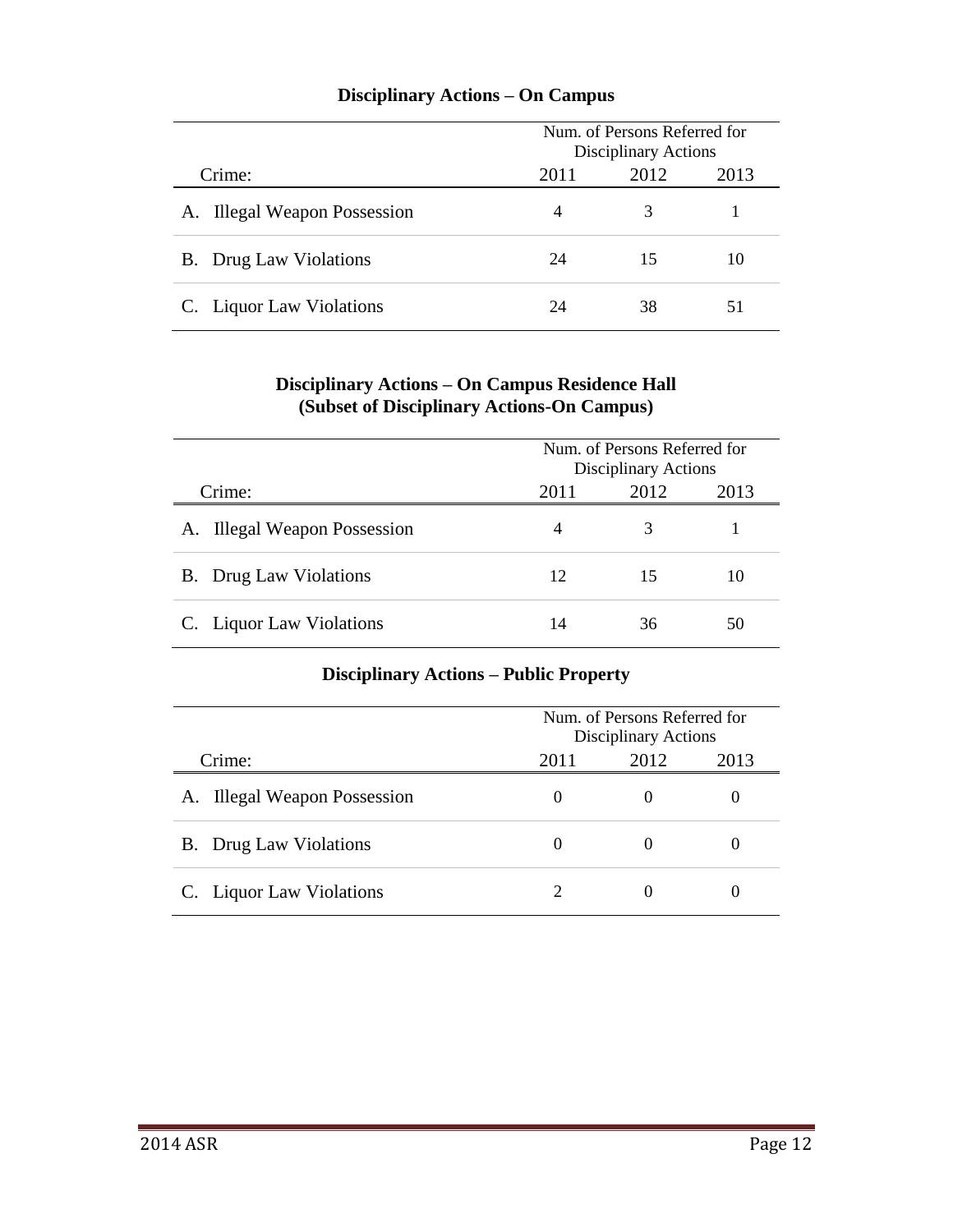## Disciplinary Actions – On Campus

| Crime: | Num. of Persons Referred for Disciplinary Actions | | |
|---|---|---|---|
| | 2011 | 2012 | 2013 |
| A. Illegal Weapon Possession | 4 | 3 | 1 |
| B. Drug Law Violations | 24 | 15 | 10 |
| C. Liquor Law Violations | 24 | 38 | 51 |

## Disciplinary Actions – On Campus Residence Hall (Subset of Disciplinary Actions-On Campus)

| Crime: | Num. of Persons Referred for Disciplinary Actions | | |
|---|---|---|---|
| | 2011 | 2012 | 2013 |
| A. Illegal Weapon Possession | 4 | 3 | 1 |
| B. Drug Law Violations | 12 | 15 | 10 |
| C. Liquor Law Violations | 14 | 36 | 50 |

## Disciplinary Actions – Public Property

| Crime: | Num. of Persons Referred for Disciplinary Actions | | |
|---|---|---|---|
| | 2011 | 2012 | 2013 |
| A. Illegal Weapon Possession | 0 | 0 | 0 |
| B. Drug Law Violations | 0 | 0 | 0 |
| C. Liquor Law Violations | 2 | 0 | 0 |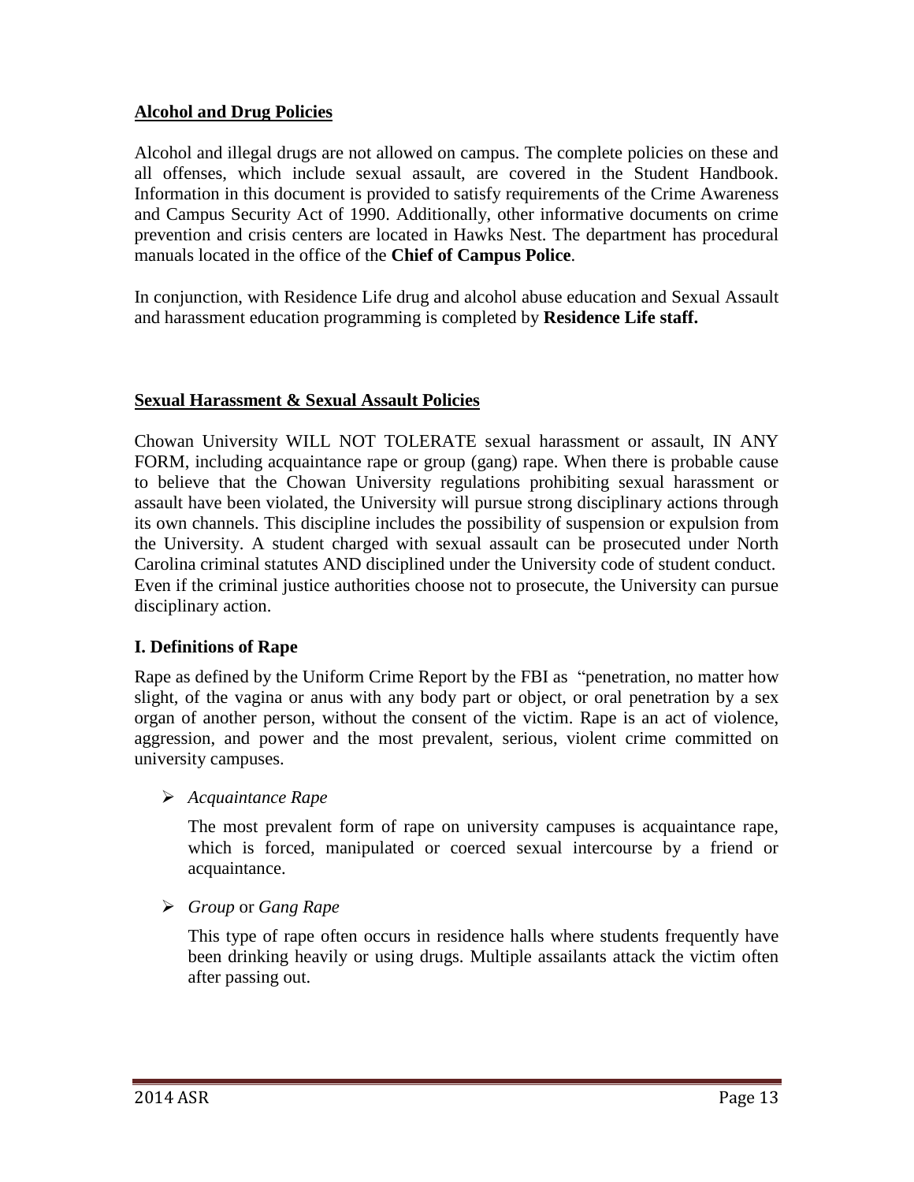## Alcohol and Drug Policies

Alcohol and illegal drugs are not allowed on campus. The complete policies on these and all offenses, which include sexual assault, are covered in the Student Handbook. Information in this document is provided to satisfy requirements of the Crime Awareness and Campus Security Act of 1990. Additionally, other informative documents on crime prevention and crisis centers are located in Hawks Nest. The department has procedural manuals located in the office of the **Chief of Campus Police**.

In conjunction, with Residence Life drug and alcohol abuse education and Sexual Assault and harassment education programming is completed by **Residence Life staff.**

## Sexual Harassment & Sexual Assault Policies

Chowan University WILL NOT TOLERATE sexual harassment or assault, IN ANY FORM, including acquaintance rape or group (gang) rape. When there is probable cause to believe that the Chowan University regulations prohibiting sexual harassment or assault have been violated, the University will pursue strong disciplinary actions through its own channels. This discipline includes the possibility of suspension or expulsion from the University. A student charged with sexual assault can be prosecuted under North Carolina criminal statutes AND disciplined under the University code of student conduct. Even if the criminal justice authorities choose not to prosecute, the University can pursue disciplinary action.

### I. Definitions of Rape

Rape as defined by the Uniform Crime Report by the FBI as "penetration, no matter how slight, of the vagina or anus with any body part or object, or oral penetration by a sex organ of another person, without the consent of the victim. Rape is an act of violence, aggression, and power and the most prevalent, serious, violent crime committed on university campuses.

- *Acquaintance Rape*

  The most prevalent form of rape on university campuses is acquaintance rape, which is forced, manipulated or coerced sexual intercourse by a friend or acquaintance.

- *Group* or *Gang Rape*

  This type of rape often occurs in residence halls where students frequently have been drinking heavily or using drugs. Multiple assailants attack the victim often after passing out.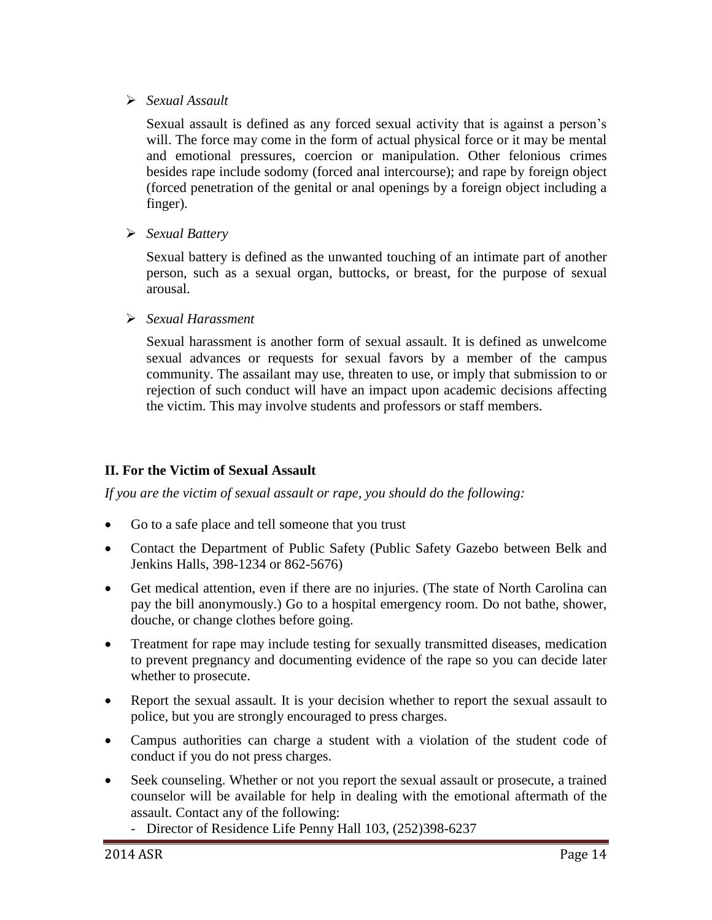- *Sexual Assault*

  Sexual assault is defined as any forced sexual activity that is against a person's will. The force may come in the form of actual physical force or it may be mental and emotional pressures, coercion or manipulation. Other felonious crimes besides rape include sodomy (forced anal intercourse); and rape by foreign object (forced penetration of the genital or anal openings by a foreign object including a finger).

- *Sexual Battery*

  Sexual battery is defined as the unwanted touching of an intimate part of another person, such as a sexual organ, buttocks, or breast, for the purpose of sexual arousal.

- *Sexual Harassment*

  Sexual harassment is another form of sexual assault. It is defined as unwelcome sexual advances or requests for sexual favors by a member of the campus community. The assailant may use, threaten to use, or imply that submission to or rejection of such conduct will have an impact upon academic decisions affecting the victim. This may involve students and professors or staff members.

### II. For the Victim of Sexual Assault

*If you are the victim of sexual assault or rape, you should do the following:*

- Go to a safe place and tell someone that you trust
- Contact the Department of Public Safety (Public Safety Gazebo between Belk and Jenkins Halls, 398-1234 or 862-5676)
- Get medical attention, even if there are no injuries. (The state of North Carolina can pay the bill anonymously.) Go to a hospital emergency room. Do not bathe, shower, douche, or change clothes before going.
- Treatment for rape may include testing for sexually transmitted diseases, medication to prevent pregnancy and documenting evidence of the rape so you can decide later whether to prosecute.
- Report the sexual assault. It is your decision whether to report the sexual assault to police, but you are strongly encouraged to press charges.
- Campus authorities can charge a student with a violation of the student code of conduct if you do not press charges.
- Seek counseling. Whether or not you report the sexual assault or prosecute, a trained counselor will be available for help in dealing with the emotional aftermath of the assault. Contact any of the following:
  - Director of Residence Life Penny Hall 103, (252)398-6237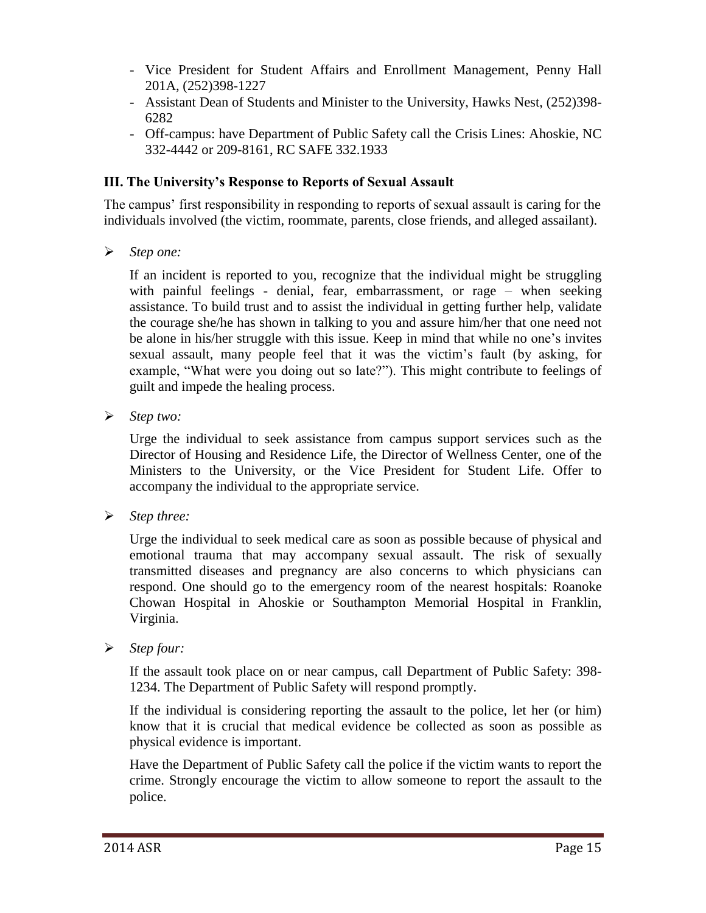- Vice President for Student Affairs and Enrollment Management, Penny Hall 201A, (252)398-1227
- Assistant Dean of Students and Minister to the University, Hawks Nest, (252)398-6282
- Off-campus: have Department of Public Safety call the Crisis Lines: Ahoskie, NC 332-4442 or 209-8161, RC SAFE 332.1933

### III. The University's Response to Reports of Sexual Assault

The campus' first responsibility in responding to reports of sexual assault is caring for the individuals involved (the victim, roommate, parents, close friends, and alleged assailant).

- *Step one:*

  If an incident is reported to you, recognize that the individual might be struggling with painful feelings - denial, fear, embarrassment, or rage – when seeking assistance. To build trust and to assist the individual in getting further help, validate the courage she/he has shown in talking to you and assure him/her that one need not be alone in his/her struggle with this issue. Keep in mind that while no one's invites sexual assault, many people feel that it was the victim's fault (by asking, for example, "What were you doing out so late?"). This might contribute to feelings of guilt and impede the healing process.

- *Step two:*

  Urge the individual to seek assistance from campus support services such as the Director of Housing and Residence Life, the Director of Wellness Center, one of the Ministers to the University, or the Vice President for Student Life. Offer to accompany the individual to the appropriate service.

- *Step three:*

  Urge the individual to seek medical care as soon as possible because of physical and emotional trauma that may accompany sexual assault. The risk of sexually transmitted diseases and pregnancy are also concerns to which physicians can respond. One should go to the emergency room of the nearest hospitals: Roanoke Chowan Hospital in Ahoskie or Southampton Memorial Hospital in Franklin, Virginia.

- *Step four:*

  If the assault took place on or near campus, call Department of Public Safety: 398-1234. The Department of Public Safety will respond promptly.

  If the individual is considering reporting the assault to the police, let her (or him) know that it is crucial that medical evidence be collected as soon as possible as physical evidence is important.

  Have the Department of Public Safety call the police if the victim wants to report the crime. Strongly encourage the victim to allow someone to report the assault to the police.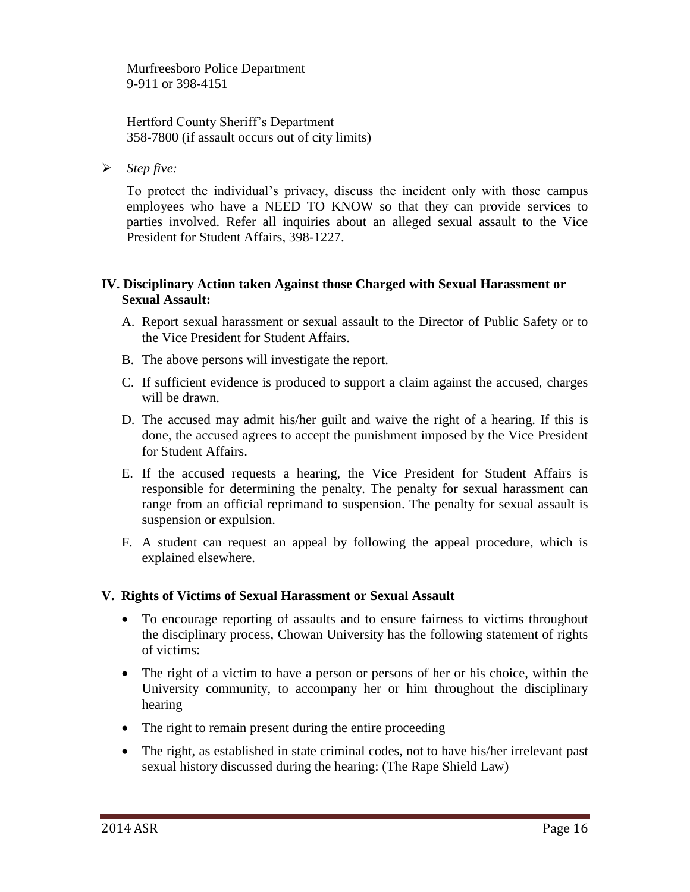Murfreesboro Police Department
9-911 or 398-4151

Hertford County Sheriff's Department
358-7800 (if assault occurs out of city limits)

- *Step five:*

  To protect the individual's privacy, discuss the incident only with those campus employees who have a NEED TO KNOW so that they can provide services to parties involved. Refer all inquiries about an alleged sexual assault to the Vice President for Student Affairs, 398-1227.

## IV. Disciplinary Action taken Against those Charged with Sexual Harassment or Sexual Assault:

A. Report sexual harassment or sexual assault to the Director of Public Safety or to the Vice President for Student Affairs.

B. The above persons will investigate the report.

C. If sufficient evidence is produced to support a claim against the accused, charges will be drawn.

D. The accused may admit his/her guilt and waive the right of a hearing. If this is done, the accused agrees to accept the punishment imposed by the Vice President for Student Affairs.

E. If the accused requests a hearing, the Vice President for Student Affairs is responsible for determining the penalty. The penalty for sexual harassment can range from an official reprimand to suspension. The penalty for sexual assault is suspension or expulsion.

F. A student can request an appeal by following the appeal procedure, which is explained elsewhere.

## V. Rights of Victims of Sexual Harassment or Sexual Assault

- To encourage reporting of assaults and to ensure fairness to victims throughout the disciplinary process, Chowan University has the following statement of rights of victims:
- The right of a victim to have a person or persons of her or his choice, within the University community, to accompany her or him throughout the disciplinary hearing
- The right to remain present during the entire proceeding
- The right, as established in state criminal codes, not to have his/her irrelevant past sexual history discussed during the hearing: (The Rape Shield Law)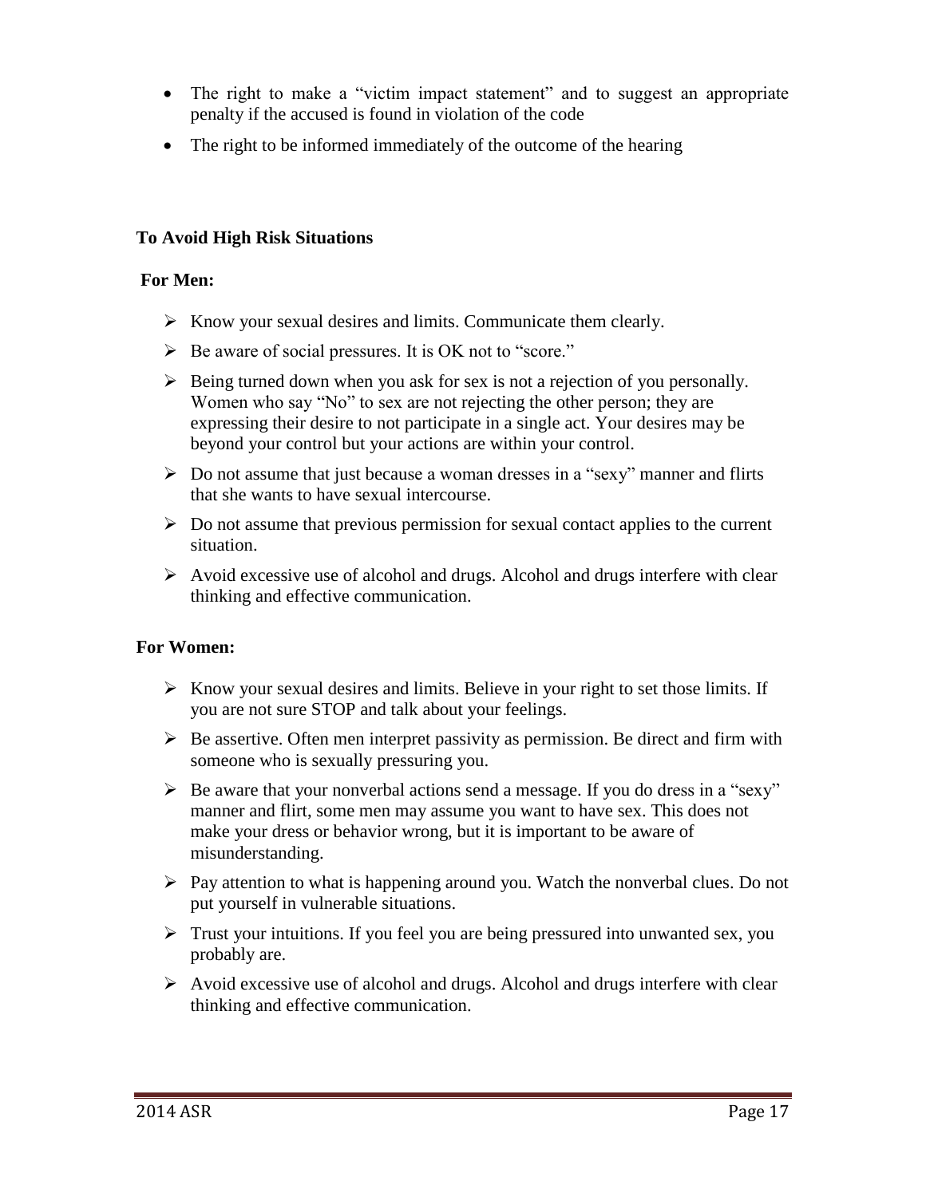- The right to make a "victim impact statement" and to suggest an appropriate penalty if the accused is found in violation of the code
- The right to be informed immediately of the outcome of the hearing

**To Avoid High Risk Situations**

**For Men:**

- Know your sexual desires and limits. Communicate them clearly.
- Be aware of social pressures. It is OK not to "score."
- Being turned down when you ask for sex is not a rejection of you personally. Women who say "No" to sex are not rejecting the other person; they are expressing their desire to not participate in a single act. Your desires may be beyond your control but your actions are within your control.
- Do not assume that just because a woman dresses in a "sexy" manner and flirts that she wants to have sexual intercourse.
- Do not assume that previous permission for sexual contact applies to the current situation.
- Avoid excessive use of alcohol and drugs. Alcohol and drugs interfere with clear thinking and effective communication.

**For Women:**

- Know your sexual desires and limits. Believe in your right to set those limits. If you are not sure STOP and talk about your feelings.
- Be assertive. Often men interpret passivity as permission. Be direct and firm with someone who is sexually pressuring you.
- Be aware that your nonverbal actions send a message. If you do dress in a "sexy" manner and flirt, some men may assume you want to have sex. This does not make your dress or behavior wrong, but it is important to be aware of misunderstanding.
- Pay attention to what is happening around you. Watch the nonverbal clues. Do not put yourself in vulnerable situations.
- Trust your intuitions. If you feel you are being pressured into unwanted sex, you probably are.
- Avoid excessive use of alcohol and drugs. Alcohol and drugs interfere with clear thinking and effective communication.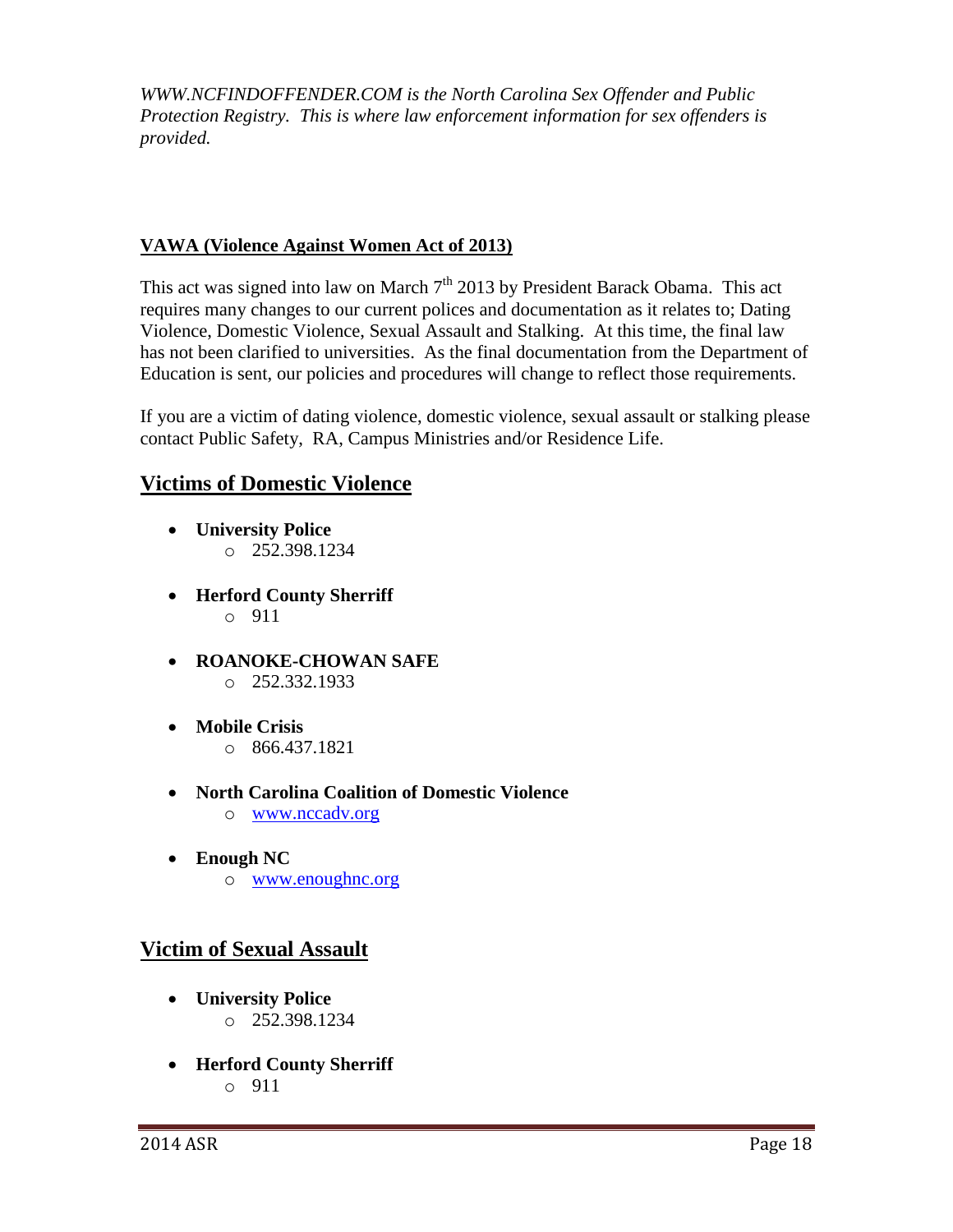*WWW.NCFINDOFFENDER.COM is the North Carolina Sex Offender and Public Protection Registry. This is where law enforcement information for sex offenders is provided.*

**VAWA (Violence Against Women Act of 2013)**

This act was signed into law on March 7th 2013 by President Barack Obama. This act requires many changes to our current polices and documentation as it relates to; Dating Violence, Domestic Violence, Sexual Assault and Stalking. At this time, the final law has not been clarified to universities. As the final documentation from the Department of Education is sent, our policies and procedures will change to reflect those requirements.

If you are a victim of dating violence, domestic violence, sexual assault or stalking please contact Public Safety, RA, Campus Ministries and/or Residence Life.

## Victims of Domestic Violence

- **University Police**
  - 252.398.1234
- **Herford County Sherriff**
  - 911
- **ROANOKE-CHOWAN SAFE**
  - 252.332.1933
- **Mobile Crisis**
  - 866.437.1821
- **North Carolina Coalition of Domestic Violence**
  - www.nccadv.org
- **Enough NC**
  - www.enoughnc.org

## Victim of Sexual Assault

- **University Police**
  - 252.398.1234
- **Herford County Sherriff**
  - 911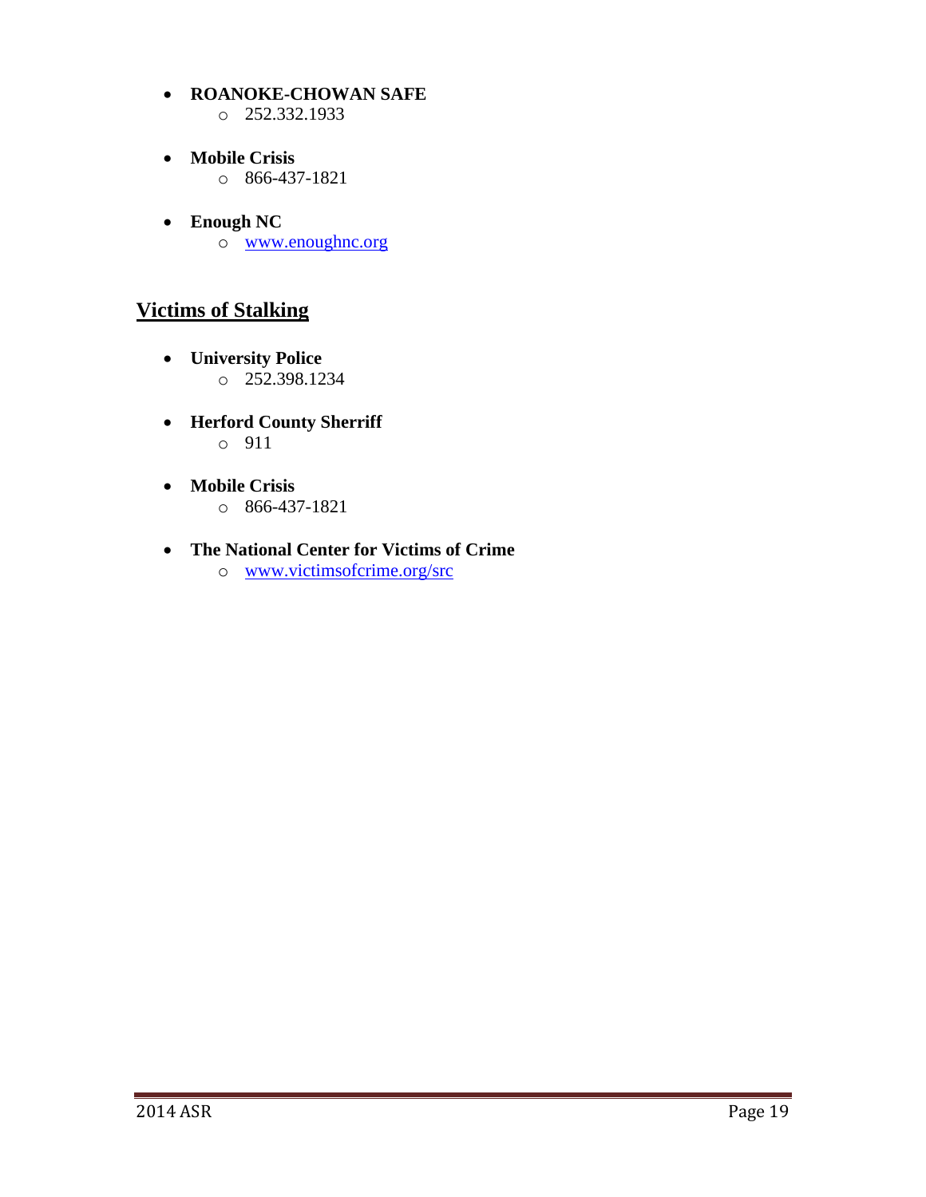- **ROANOKE-CHOWAN SAFE**
    - 252.332.1933

- **Mobile Crisis**
    - 866-437-1821

- **Enough NC**
    - www.enoughnc.org

## Victims of Stalking

- **University Police**
    - 252.398.1234

- **Herford County Sherriff**
    - 911

- **Mobile Crisis**
    - 866-437-1821

- **The National Center for Victims of Crime**
    - www.victimsofcrime.org/src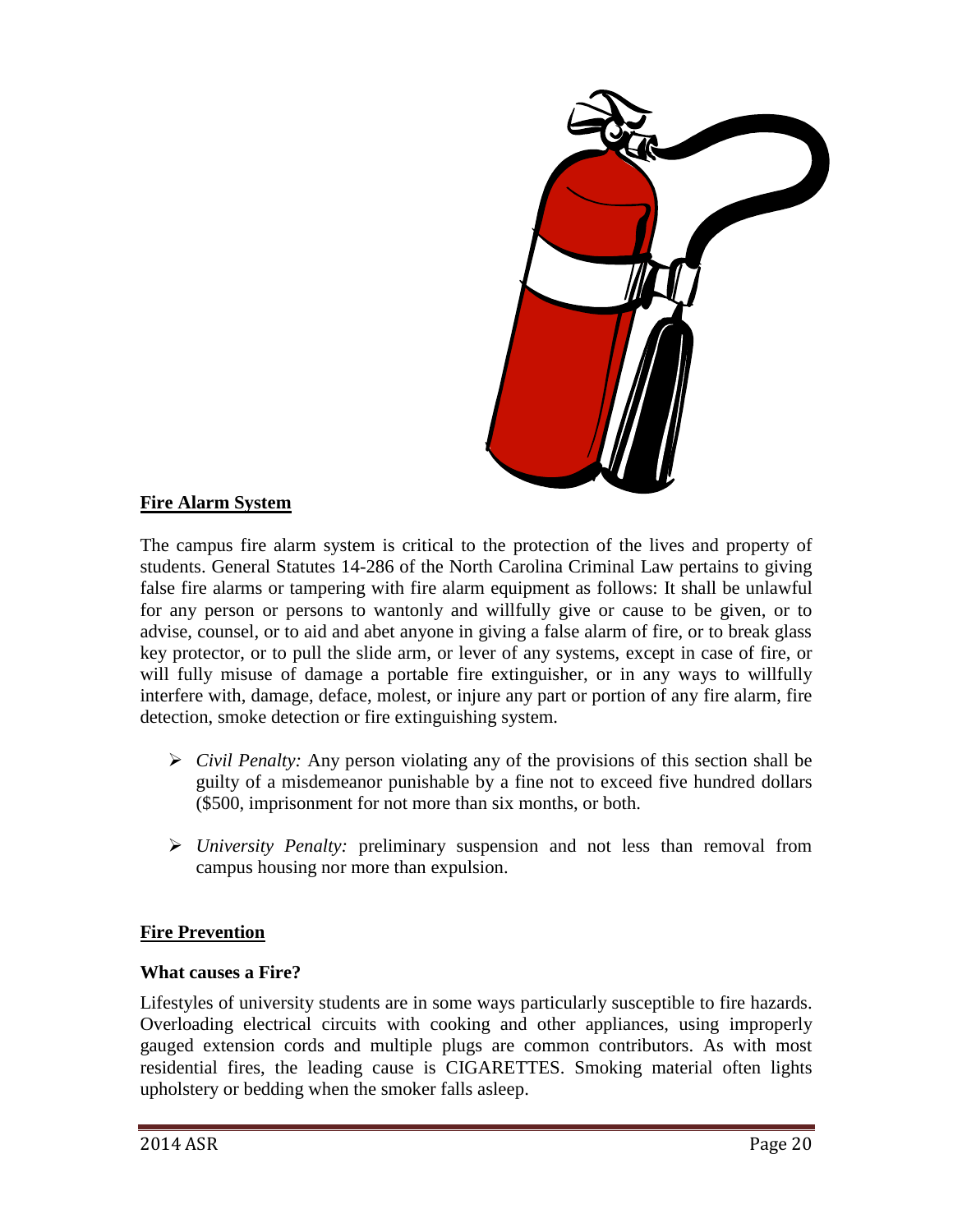## Fire Alarm System

The campus fire alarm system is critical to the protection of the lives and property of students. General Statutes 14-286 of the North Carolina Criminal Law pertains to giving false fire alarms or tampering with fire alarm equipment as follows: It shall be unlawful for any person or persons to wantonly and willfully give or cause to be given, or to advise, counsel, or to aid and abet anyone in giving a false alarm of fire, or to break glass key protector, or to pull the slide arm, or lever of any systems, except in case of fire, or will fully misuse of damage a portable fire extinguisher, or in any ways to willfully interfere with, damage, deface, molest, or injure any part or portion of any fire alarm, fire detection, smoke detection or fire extinguishing system.

- *Civil Penalty:* Any person violating any of the provisions of this section shall be guilty of a misdemeanor punishable by a fine not to exceed five hundred dollars ($500, imprisonment for not more than six months, or both.
- *University Penalty:* preliminary suspension and not less than removal from campus housing nor more than expulsion.

## Fire Prevention

### What causes a Fire?

Lifestyles of university students are in some ways particularly susceptible to fire hazards. Overloading electrical circuits with cooking and other appliances, using improperly gauged extension cords and multiple plugs are common contributors. As with most residential fires, the leading cause is CIGARETTES. Smoking material often lights upholstery or bedding when the smoker falls asleep.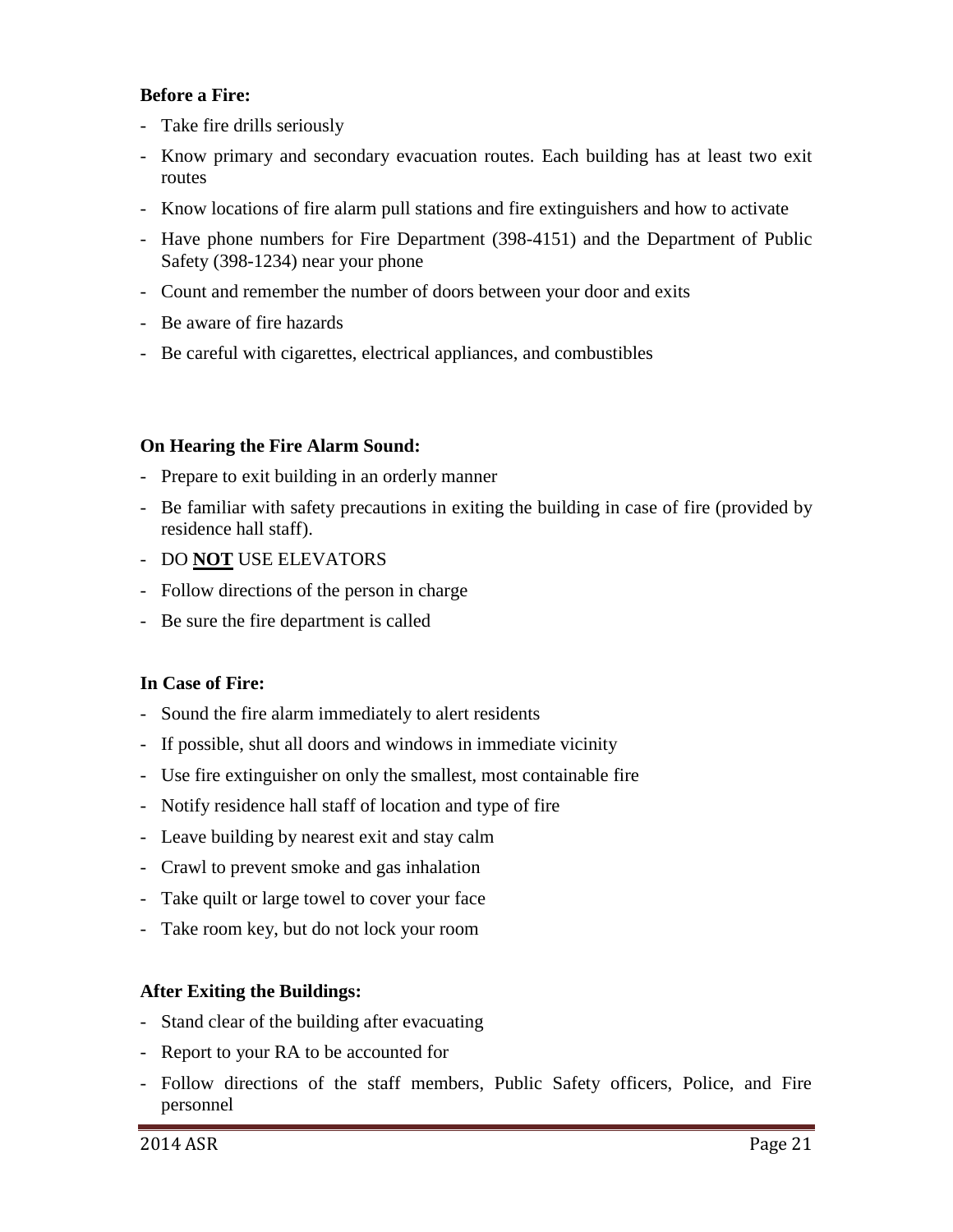**Before a Fire:**

- Take fire drills seriously
- Know primary and secondary evacuation routes. Each building has at least two exit routes
- Know locations of fire alarm pull stations and fire extinguishers and how to activate
- Have phone numbers for Fire Department (398-4151) and the Department of Public Safety (398-1234) near your phone
- Count and remember the number of doors between your door and exits
- Be aware of fire hazards
- Be careful with cigarettes, electrical appliances, and combustibles

**On Hearing the Fire Alarm Sound:**

- Prepare to exit building in an orderly manner
- Be familiar with safety precautions in exiting the building in case of fire (provided by residence hall staff).
- DO **NOT** USE ELEVATORS
- Follow directions of the person in charge
- Be sure the fire department is called

**In Case of Fire:**

- Sound the fire alarm immediately to alert residents
- If possible, shut all doors and windows in immediate vicinity
- Use fire extinguisher on only the smallest, most containable fire
- Notify residence hall staff of location and type of fire
- Leave building by nearest exit and stay calm
- Crawl to prevent smoke and gas inhalation
- Take quilt or large towel to cover your face
- Take room key, but do not lock your room

**After Exiting the Buildings:**

- Stand clear of the building after evacuating
- Report to your RA to be accounted for
- Follow directions of the staff members, Public Safety officers, Police, and Fire personnel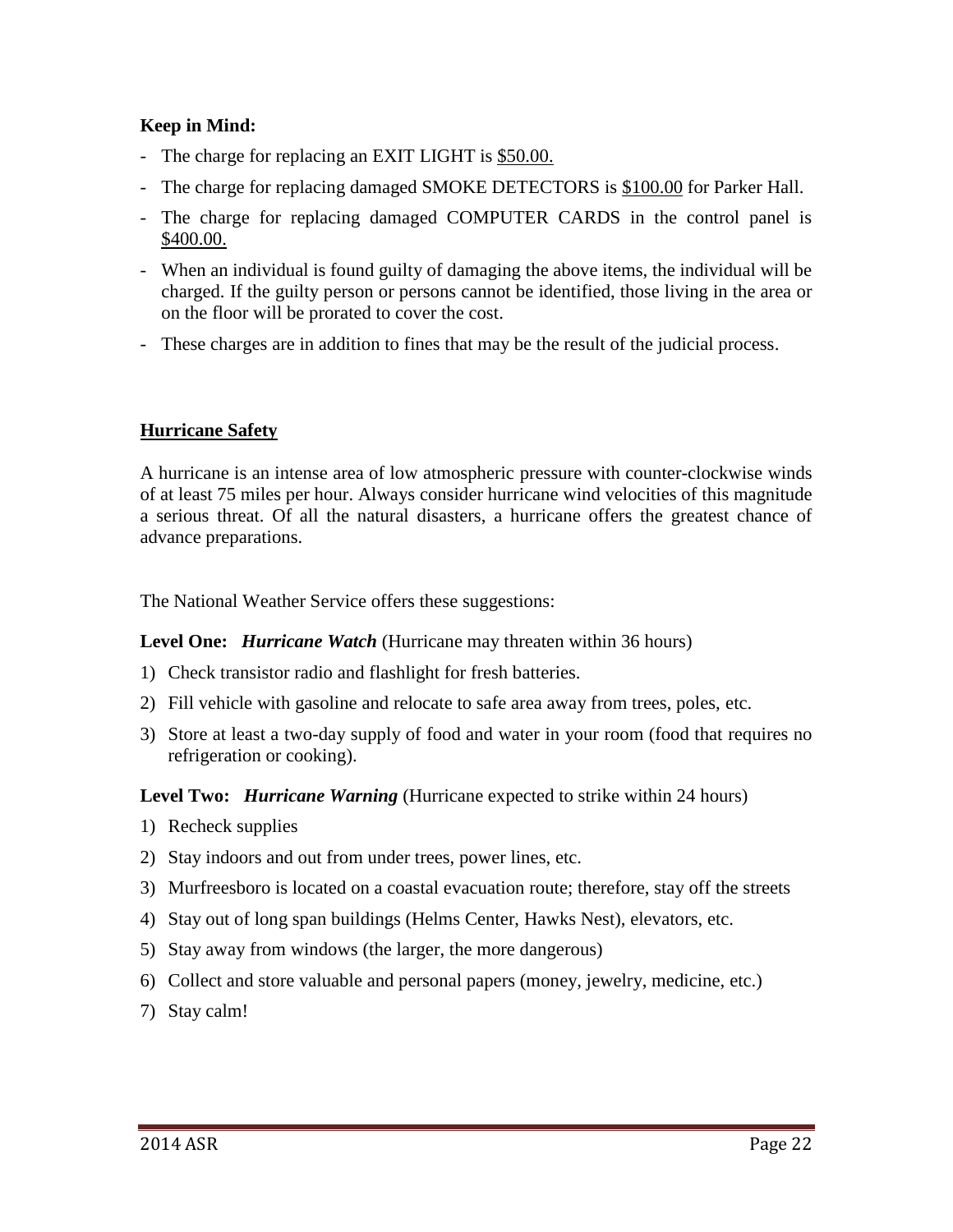**Keep in Mind:**

- The charge for replacing an EXIT LIGHT is <u>$50.00.</u>
- The charge for replacing damaged SMOKE DETECTORS is <u>$100.00</u> for Parker Hall.
- The charge for replacing damaged COMPUTER CARDS in the control panel is <u>$400.00.</u>
- When an individual is found guilty of damaging the above items, the individual will be charged. If the guilty person or persons cannot be identified, those living in the area or on the floor will be prorated to cover the cost.
- These charges are in addition to fines that may be the result of the judicial process.

## <u>Hurricane Safety</u>

A hurricane is an intense area of low atmospheric pressure with counter-clockwise winds of at least 75 miles per hour. Always consider hurricane wind velocities of this magnitude a serious threat. Of all the natural disasters, a hurricane offers the greatest chance of advance preparations.

The National Weather Service offers these suggestions:

**Level One:** ***Hurricane Watch*** (Hurricane may threaten within 36 hours)

1) Check transistor radio and flashlight for fresh batteries.
2) Fill vehicle with gasoline and relocate to safe area away from trees, poles, etc.
3) Store at least a two-day supply of food and water in your room (food that requires no refrigeration or cooking).

**Level Two:** ***Hurricane Warning*** (Hurricane expected to strike within 24 hours)

1) Recheck supplies
2) Stay indoors and out from under trees, power lines, etc.
3) Murfreesboro is located on a coastal evacuation route; therefore, stay off the streets
4) Stay out of long span buildings (Helms Center, Hawks Nest), elevators, etc.
5) Stay away from windows (the larger, the more dangerous)
6) Collect and store valuable and personal papers (money, jewelry, medicine, etc.)
7) Stay calm!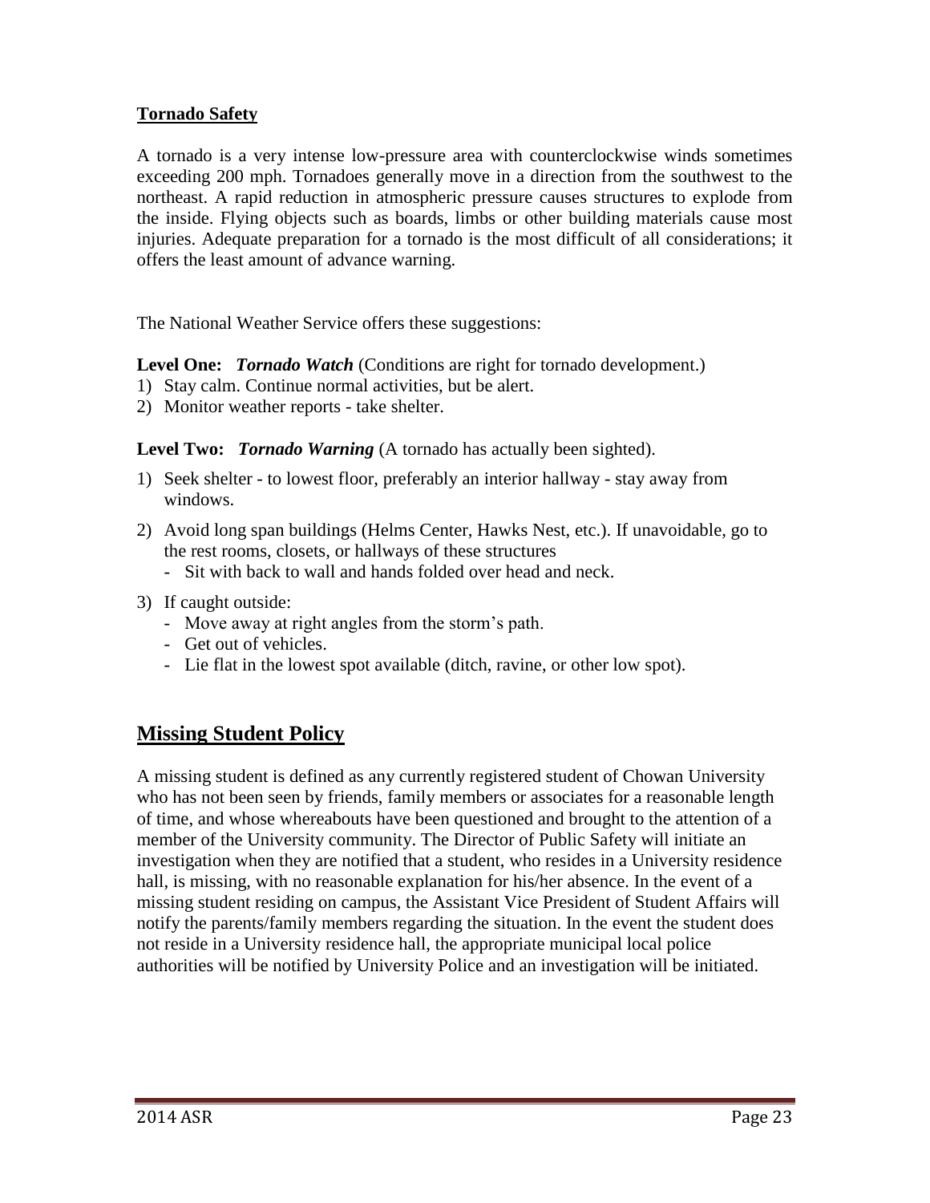## Tornado Safety

A tornado is a very intense low-pressure area with counterclockwise winds sometimes exceeding 200 mph. Tornadoes generally move in a direction from the southwest to the northeast. A rapid reduction in atmospheric pressure causes structures to explode from the inside. Flying objects such as boards, limbs or other building materials cause most injuries. Adequate preparation for a tornado is the most difficult of all considerations; it offers the least amount of advance warning.

The National Weather Service offers these suggestions:

**Level One:** ***Tornado Watch*** (Conditions are right for tornado development.)

1) Stay calm. Continue normal activities, but be alert.
2) Monitor weather reports - take shelter.

**Level Two:** ***Tornado Warning*** (A tornado has actually been sighted).

1) Seek shelter - to lowest floor, preferably an interior hallway - stay away from windows.
2) Avoid long span buildings (Helms Center, Hawks Nest, etc.). If unavoidable, go to the rest rooms, closets, or hallways of these structures
   - Sit with back to wall and hands folded over head and neck.
3) If caught outside:
   - Move away at right angles from the storm's path.
   - Get out of vehicles.
   - Lie flat in the lowest spot available (ditch, ravine, or other low spot).

# Missing Student Policy

A missing student is defined as any currently registered student of Chowan University who has not been seen by friends, family members or associates for a reasonable length of time, and whose whereabouts have been questioned and brought to the attention of a member of the University community. The Director of Public Safety will initiate an investigation when they are notified that a student, who resides in a University residence hall, is missing, with no reasonable explanation for his/her absence. In the event of a missing student residing on campus, the Assistant Vice President of Student Affairs will notify the parents/family members regarding the situation. In the event the student does not reside in a University residence hall, the appropriate municipal local police authorities will be notified by University Police and an investigation will be initiated.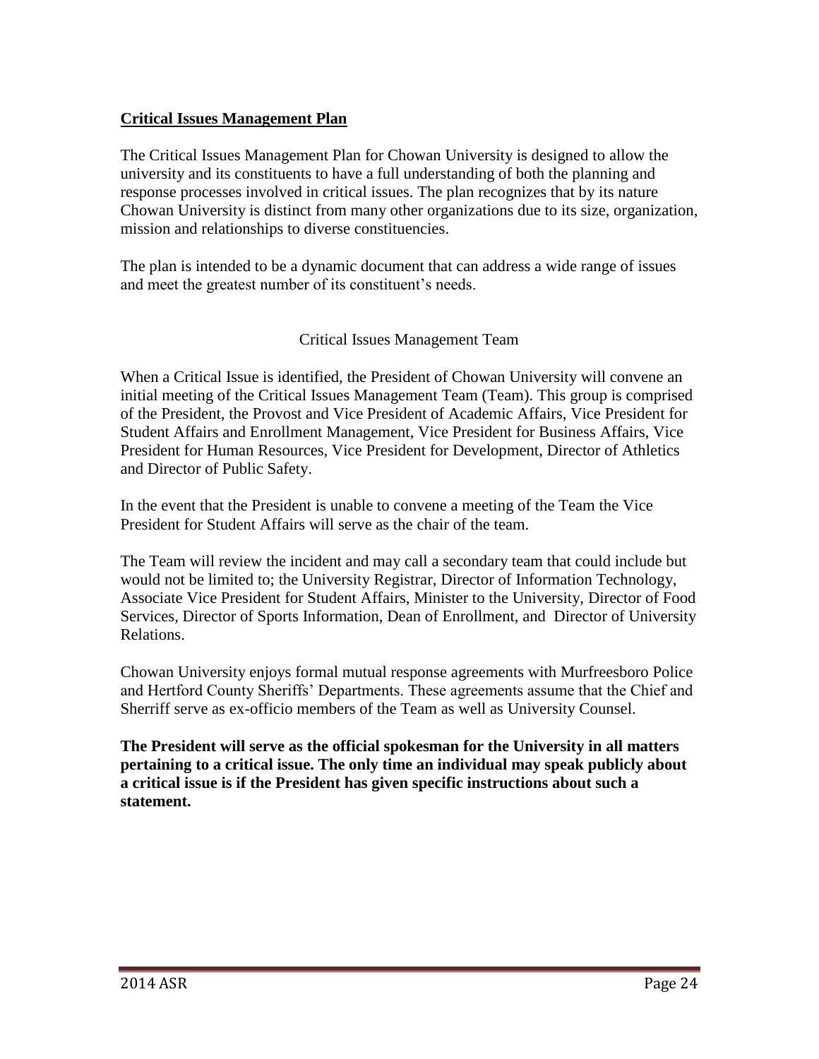## Critical Issues Management Plan

The Critical Issues Management Plan for Chowan University is designed to allow the university and its constituents to have a full understanding of both the planning and response processes involved in critical issues. The plan recognizes that by its nature Chowan University is distinct from many other organizations due to its size, organization, mission and relationships to diverse constituencies.

The plan is intended to be a dynamic document that can address a wide range of issues and meet the greatest number of its constituent's needs.

### Critical Issues Management Team

When a Critical Issue is identified, the President of Chowan University will convene an initial meeting of the Critical Issues Management Team (Team). This group is comprised of the President, the Provost and Vice President of Academic Affairs, Vice President for Student Affairs and Enrollment Management, Vice President for Business Affairs, Vice President for Human Resources, Vice President for Development, Director of Athletics and Director of Public Safety.

In the event that the President is unable to convene a meeting of the Team the Vice President for Student Affairs will serve as the chair of the team.

The Team will review the incident and may call a secondary team that could include but would not be limited to; the University Registrar, Director of Information Technology, Associate Vice President for Student Affairs, Minister to the University, Director of Food Services, Director of Sports Information, Dean of Enrollment, and Director of University Relations.

Chowan University enjoys formal mutual response agreements with Murfreesboro Police and Hertford County Sheriffs' Departments. These agreements assume that the Chief and Sherriff serve as ex-officio members of the Team as well as University Counsel.

**The President will serve as the official spokesman for the University in all matters pertaining to a critical issue. The only time an individual may speak publicly about a critical issue is if the President has given specific instructions about such a statement.**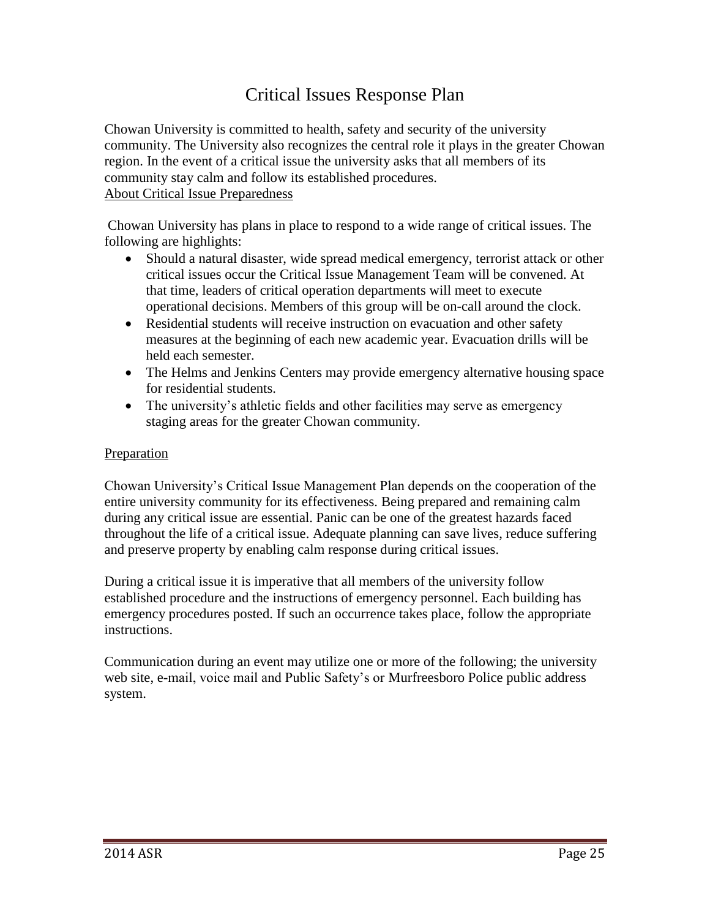# Critical Issues Response Plan

Chowan University is committed to health, safety and security of the university community. The University also recognizes the central role it plays in the greater Chowan region. In the event of a critical issue the university asks that all members of its community stay calm and follow its established procedures.

<u>About Critical Issue Preparedness</u>

Chowan University has plans in place to respond to a wide range of critical issues. The following are highlights:

- Should a natural disaster, wide spread medical emergency, terrorist attack or other critical issues occur the Critical Issue Management Team will be convened. At that time, leaders of critical operation departments will meet to execute operational decisions. Members of this group will be on-call around the clock.
- Residential students will receive instruction on evacuation and other safety measures at the beginning of each new academic year. Evacuation drills will be held each semester.
- The Helms and Jenkins Centers may provide emergency alternative housing space for residential students.
- The university's athletic fields and other facilities may serve as emergency staging areas for the greater Chowan community.

<u>Preparation</u>

Chowan University's Critical Issue Management Plan depends on the cooperation of the entire university community for its effectiveness. Being prepared and remaining calm during any critical issue are essential. Panic can be one of the greatest hazards faced throughout the life of a critical issue. Adequate planning can save lives, reduce suffering and preserve property by enabling calm response during critical issues.

During a critical issue it is imperative that all members of the university follow established procedure and the instructions of emergency personnel. Each building has emergency procedures posted. If such an occurrence takes place, follow the appropriate instructions.

Communication during an event may utilize one or more of the following; the university web site, e-mail, voice mail and Public Safety's or Murfreesboro Police public address system.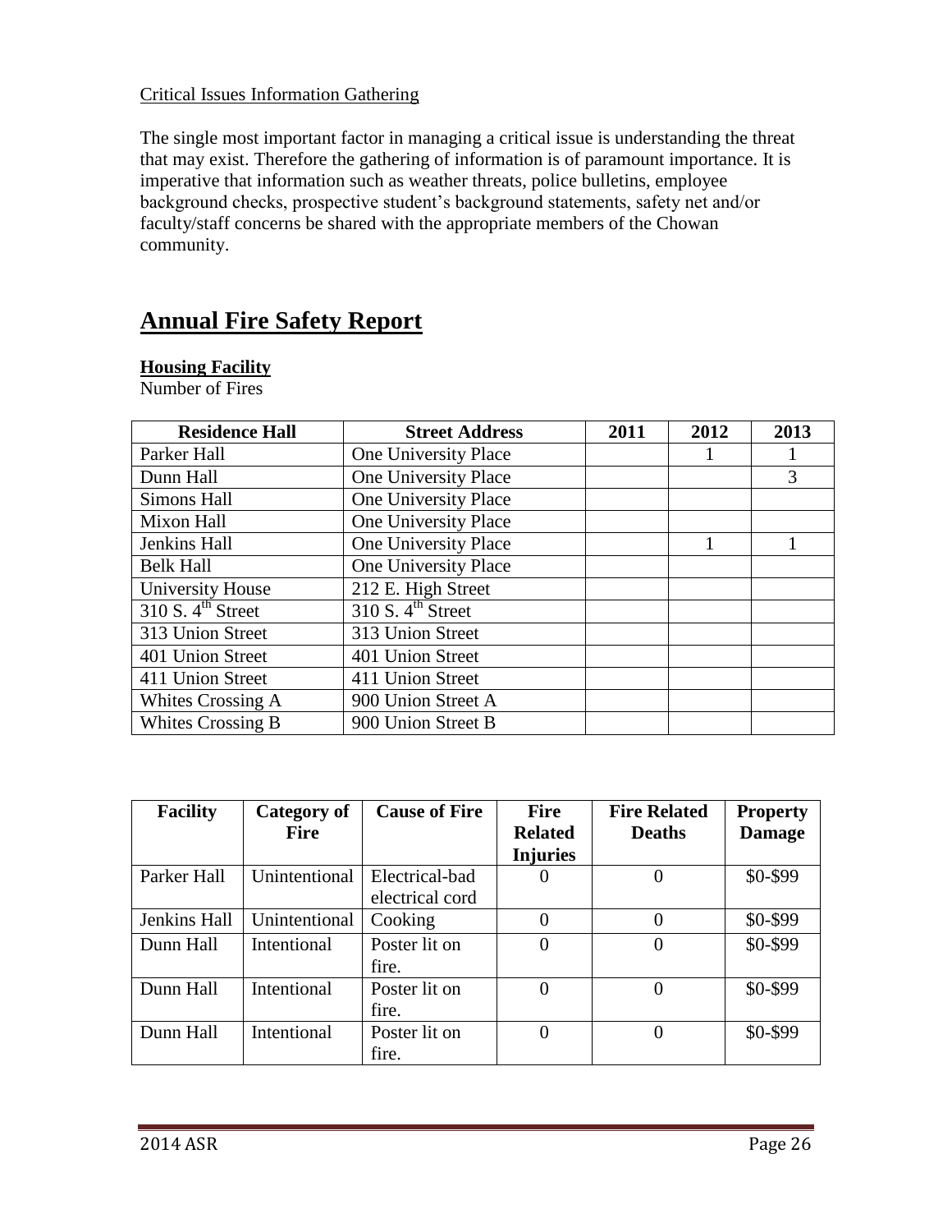Critical Issues Information Gathering

The single most important factor in managing a critical issue is understanding the threat that may exist. Therefore the gathering of information is of paramount importance. It is imperative that information such as weather threats, police bulletins, employee background checks, prospective student's background statements, safety net and/or faculty/staff concerns be shared with the appropriate members of the Chowan community.

# Annual Fire Safety Report

**Housing Facility**

Number of Fires

| Residence Hall | Street Address | 2011 | 2012 | 2013 |
|---|---|---|---|---|
| Parker Hall | One University Place | | 1 | 1 |
| Dunn Hall | One University Place | | | 3 |
| Simons Hall | One University Place | | | |
| Mixon Hall | One University Place | | | |
| Jenkins Hall | One University Place | | 1 | 1 |
| Belk Hall | One University Place | | | |
| University House | 212 E. High Street | | | |
| 310 S. 4th Street | 310 S. 4th Street | | | |
| 313 Union Street | 313 Union Street | | | |
| 401 Union Street | 401 Union Street | | | |
| 411 Union Street | 411 Union Street | | | |
| Whites Crossing A | 900 Union Street A | | | |
| Whites Crossing B | 900 Union Street B | | | |

| Facility | Category of Fire | Cause of Fire | Fire Related Injuries | Fire Related Deaths | Property Damage |
|---|---|---|---|---|---|
| Parker Hall | Unintentional | Electrical-bad electrical cord | 0 | 0 | $0-$99 |
| Jenkins Hall | Unintentional | Cooking | 0 | 0 | $0-$99 |
| Dunn Hall | Intentional | Poster lit on fire. | 0 | 0 | $0-$99 |
| Dunn Hall | Intentional | Poster lit on fire. | 0 | 0 | $0-$99 |
| Dunn Hall | Intentional | Poster lit on fire. | 0 | 0 | $0-$99 |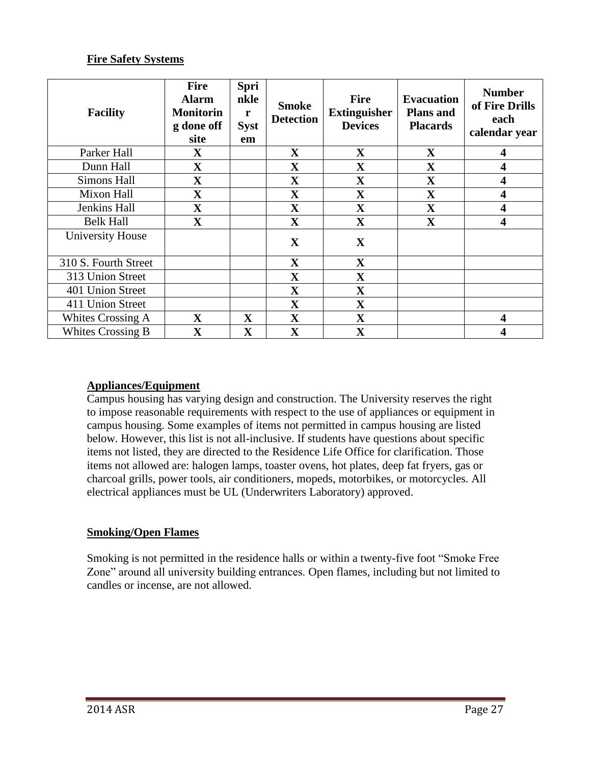**Fire Safety Systems**

| Facility | Fire Alarm Monitoring done off site | Sprinkler System | Smoke Detection | Fire Extinguisher Devices | Evacuation Plans and Placards | Number of Fire Drills each calendar year |
|---|---|---|---|---|---|---|
| Parker Hall | X | | X | X | X | 4 |
| Dunn Hall | X | | X | X | X | 4 |
| Simons Hall | X | | X | X | X | 4 |
| Mixon Hall | X | | X | X | X | 4 |
| Jenkins Hall | X | | X | X | X | 4 |
| Belk Hall | X | | X | X | X | 4 |
| University House | | | X | X | | |
| 310 S. Fourth Street | | | X | X | | |
| 313 Union Street | | | X | X | | |
| 401 Union Street | | | X | X | | |
| 411 Union Street | | | X | X | | |
| Whites Crossing A | X | X | X | X | | 4 |
| Whites Crossing B | X | X | X | X | | 4 |

**Appliances/Equipment**

Campus housing has varying design and construction. The University reserves the right to impose reasonable requirements with respect to the use of appliances or equipment in campus housing. Some examples of items not permitted in campus housing are listed below. However, this list is not all-inclusive. If students have questions about specific items not listed, they are directed to the Residence Life Office for clarification. Those items not allowed are: halogen lamps, toaster ovens, hot plates, deep fat fryers, gas or charcoal grills, power tools, air conditioners, mopeds, motorbikes, or motorcycles. All electrical appliances must be UL (Underwriters Laboratory) approved.

**Smoking/Open Flames**

Smoking is not permitted in the residence halls or within a twenty-five foot "Smoke Free Zone" around all university building entrances. Open flames, including but not limited to candles or incense, are not allowed.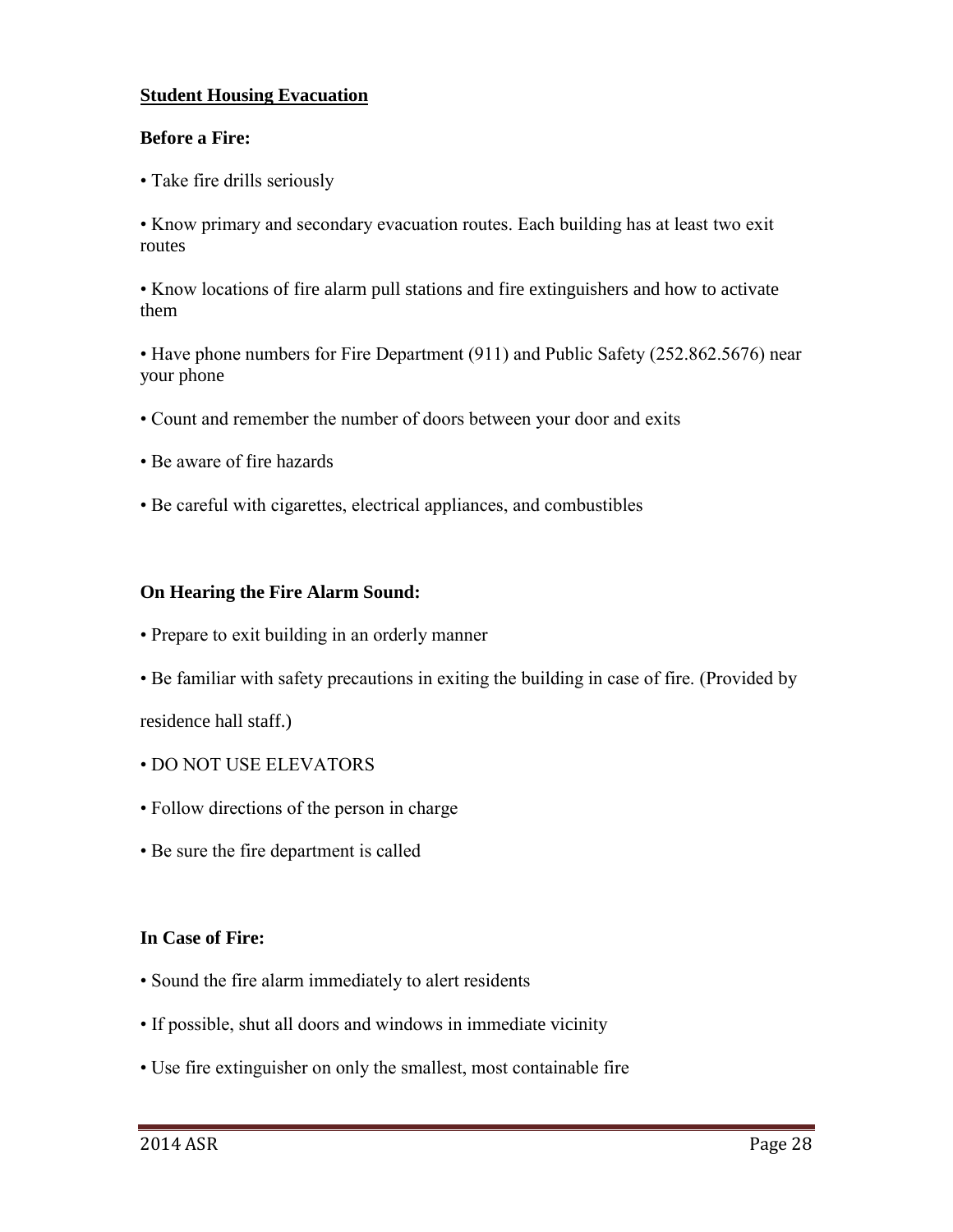## Student Housing Evacuation

**Before a Fire:**

- Take fire drills seriously
- Know primary and secondary evacuation routes. Each building has at least two exit routes
- Know locations of fire alarm pull stations and fire extinguishers and how to activate them
- Have phone numbers for Fire Department (911) and Public Safety (252.862.5676) near your phone
- Count and remember the number of doors between your door and exits
- Be aware of fire hazards
- Be careful with cigarettes, electrical appliances, and combustibles

**On Hearing the Fire Alarm Sound:**

- Prepare to exit building in an orderly manner
- Be familiar with safety precautions in exiting the building in case of fire. (Provided by residence hall staff.)
- DO NOT USE ELEVATORS
- Follow directions of the person in charge
- Be sure the fire department is called

**In Case of Fire:**

- Sound the fire alarm immediately to alert residents
- If possible, shut all doors and windows in immediate vicinity
- Use fire extinguisher on only the smallest, most containable fire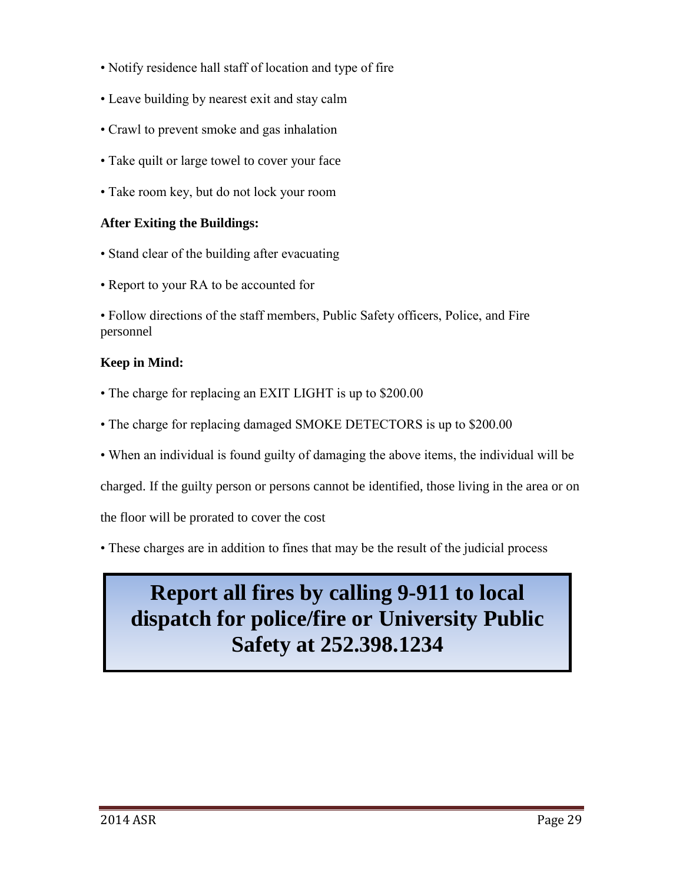- Notify residence hall staff of location and type of fire
- Leave building by nearest exit and stay calm
- Crawl to prevent smoke and gas inhalation
- Take quilt or large towel to cover your face
- Take room key, but do not lock your room

**After Exiting the Buildings:**

- Stand clear of the building after evacuating
- Report to your RA to be accounted for
- Follow directions of the staff members, Public Safety officers, Police, and Fire personnel

**Keep in Mind:**

- The charge for replacing an EXIT LIGHT is up to $200.00
- The charge for replacing damaged SMOKE DETECTORS is up to $200.00
- When an individual is found guilty of damaging the above items, the individual will be charged. If the guilty person or persons cannot be identified, those living in the area or on the floor will be prorated to cover the cost
- These charges are in addition to fines that may be the result of the judicial process

**Report all fires by calling 9-911 to local dispatch for police/fire or University Public Safety at 252.398.1234**